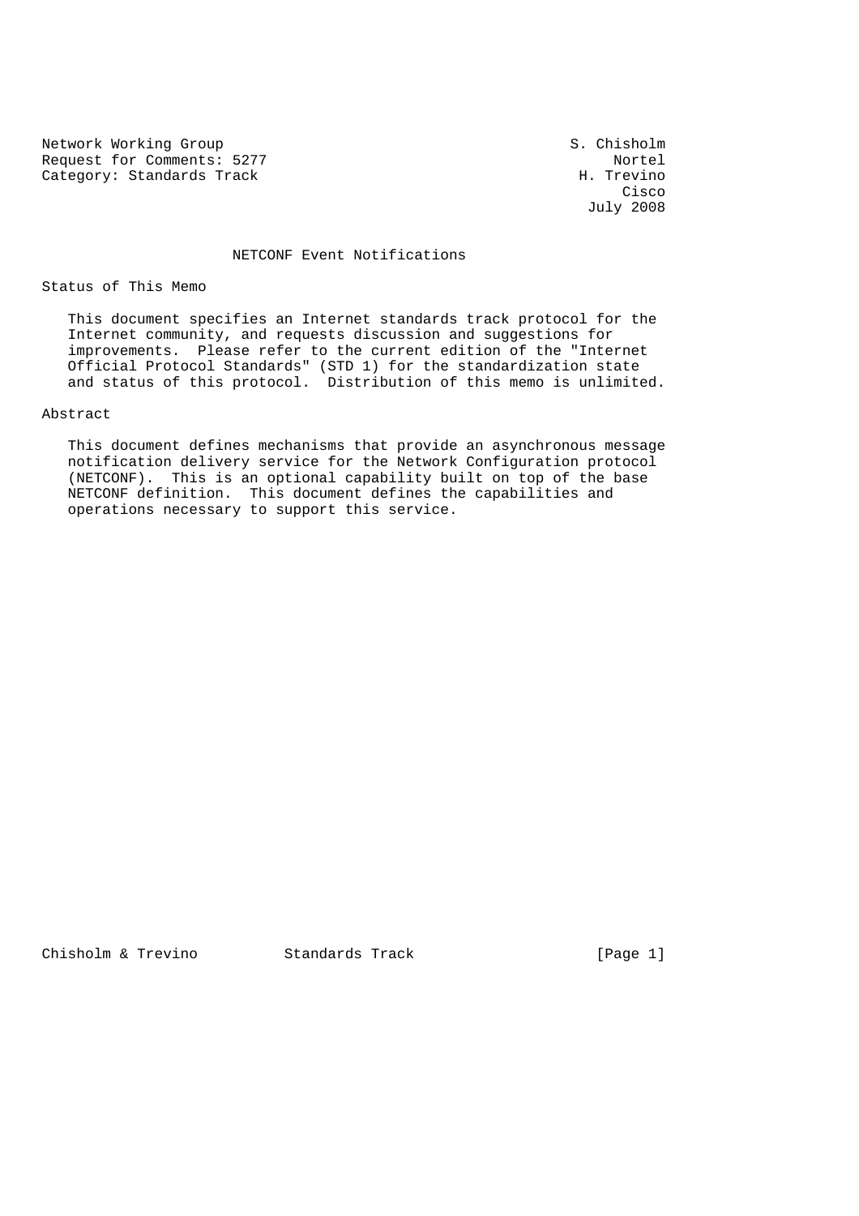Network Working Group S. Chisholm
Request for Comments: 5277 Nortel
Category: Standards Track H. Trevino
Cisco
July 2008

# NETCONF Event Notifications

## Status of This Memo

This document specifies an Internet standards track protocol for the Internet community, and requests discussion and suggestions for improvements. Please refer to the current edition of the "Internet Official Protocol Standards" (STD 1) for the standardization state and status of this protocol. Distribution of this memo is unlimited.

## Abstract

This document defines mechanisms that provide an asynchronous message notification delivery service for the Network Configuration protocol (NETCONF). This is an optional capability built on top of the base NETCONF definition. This document defines the capabilities and operations necessary to support this service.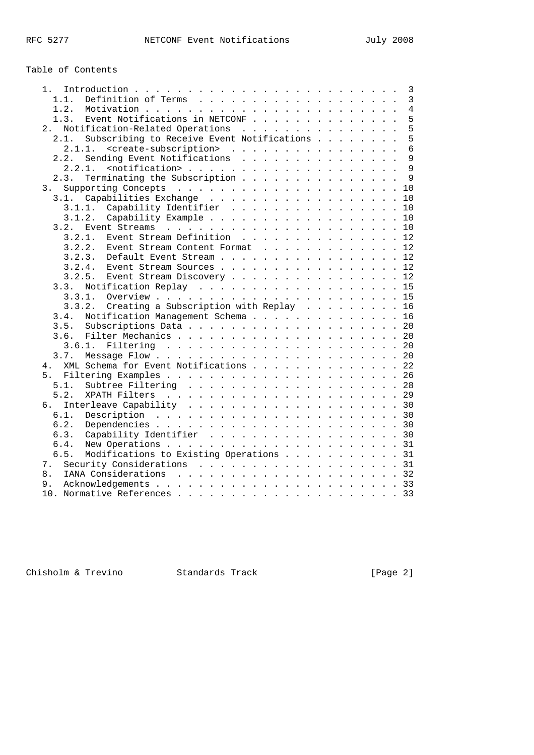Table of Contents

```
   1.  Introduction . . . . . . . . . . . . . . . . . . . . . . . . .  3
     1.1.  Definition of Terms  . . . . . . . . . . . . . . . . . . .  3
     1.2.  Motivation . . . . . . . . . . . . . . . . . . . . . . . .  4
     1.3.  Event Notifications in NETCONF . . . . . . . . . . . . . .  5
   2.  Notification-Related Operations  . . . . . . . . . . . . . . .  5
     2.1.  Subscribing to Receive Event Notifications . . . . . . . .  5
       2.1.1.  <create-subscription>  . . . . . . . . . . . . . . . .  6
     2.2.  Sending Event Notifications  . . . . . . . . . . . . . . .  9
       2.2.1.  <notification> . . . . . . . . . . . . . . . . . . . .  9
     2.3.  Terminating the Subscription . . . . . . . . . . . . . . .  9
   3.  Supporting Concepts  . . . . . . . . . . . . . . . . . . . . . 10
     3.1.  Capabilities Exchange  . . . . . . . . . . . . . . . . . . 10
       3.1.1.  Capability Identifier  . . . . . . . . . . . . . . . . 10
       3.1.2.  Capability Example . . . . . . . . . . . . . . . . . . 10
     3.2.  Event Streams  . . . . . . . . . . . . . . . . . . . . . . 10
       3.2.1.  Event Stream Definition  . . . . . . . . . . . . . . . 12
       3.2.2.  Event Stream Content Format  . . . . . . . . . . . . . 12
       3.2.3.  Default Event Stream . . . . . . . . . . . . . . . . . 12
       3.2.4.  Event Stream Sources . . . . . . . . . . . . . . . . . 12
       3.2.5.  Event Stream Discovery . . . . . . . . . . . . . . . . 12
     3.3.  Notification Replay  . . . . . . . . . . . . . . . . . . . 15
       3.3.1.  Overview . . . . . . . . . . . . . . . . . . . . . . . 15
       3.3.2.  Creating a Subscription with Replay  . . . . . . . . . 16
     3.4.  Notification Management Schema . . . . . . . . . . . . . . 16
     3.5.  Subscriptions Data . . . . . . . . . . . . . . . . . . . . 20
     3.6.  Filter Mechanics . . . . . . . . . . . . . . . . . . . . . 20
       3.6.1.  Filtering  . . . . . . . . . . . . . . . . . . . . . . 20
     3.7.  Message Flow . . . . . . . . . . . . . . . . . . . . . . . 20
   4.  XML Schema for Event Notifications . . . . . . . . . . . . . . 22
   5.  Filtering Examples . . . . . . . . . . . . . . . . . . . . . . 26
     5.1.  Subtree Filtering  . . . . . . . . . . . . . . . . . . . . 28
     5.2.  XPATH Filters  . . . . . . . . . . . . . . . . . . . . . . 29
   6.  Interleave Capability  . . . . . . . . . . . . . . . . . . . . 30
     6.1.  Description  . . . . . . . . . . . . . . . . . . . . . . . 30
     6.2.  Dependencies . . . . . . . . . . . . . . . . . . . . . . . 30
     6.3.  Capability Identifier  . . . . . . . . . . . . . . . . . . 30
     6.4.  New Operations . . . . . . . . . . . . . . . . . . . . . . 31
     6.5.  Modifications to Existing Operations . . . . . . . . . . . 31
   7.  Security Considerations  . . . . . . . . . . . . . . . . . . . 31
   8.  IANA Considerations  . . . . . . . . . . . . . . . . . . . . . 32
   9.  Acknowledgements . . . . . . . . . . . . . . . . . . . . . . . 33
   10. Normative References . . . . . . . . . . . . . . . . . . . . . 33
```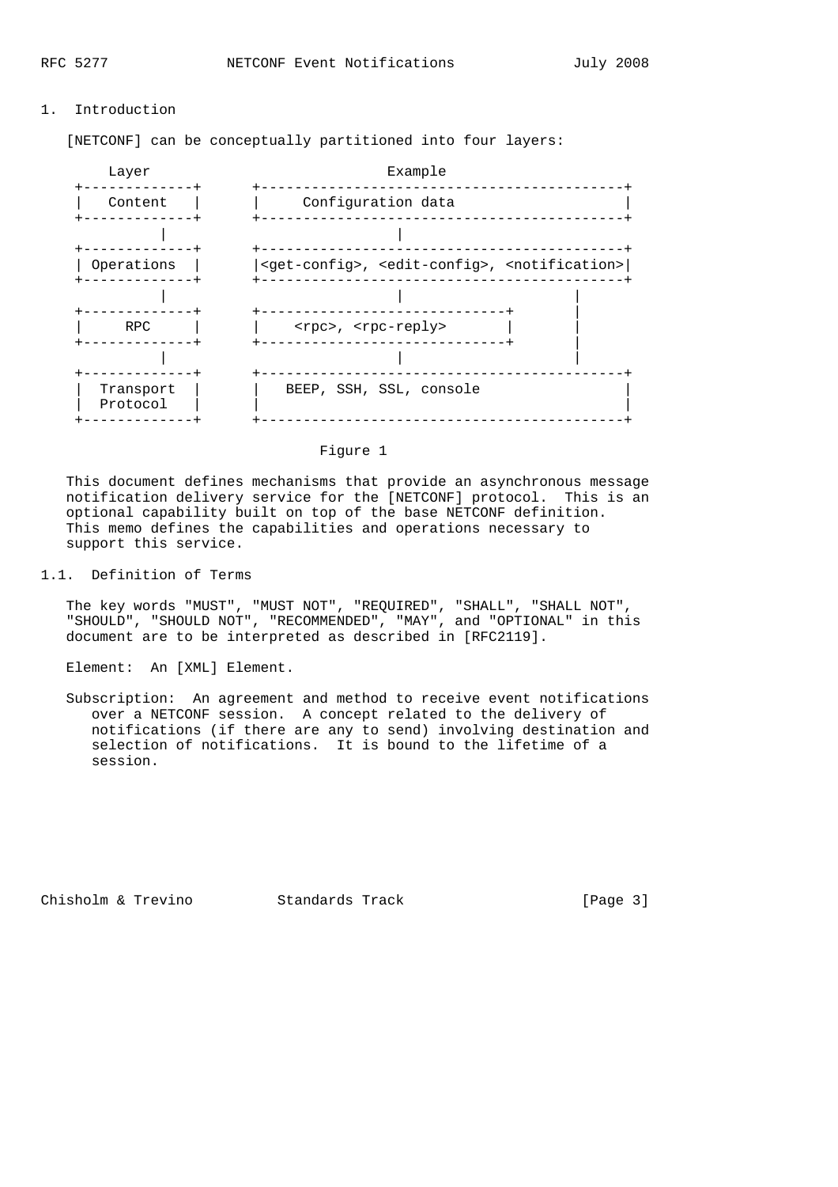## 1. Introduction

[NETCONF] can be conceptually partitioned into four layers:

```
    Layer                           Example
 +-------------+      +-------------------------------------------+
 |   Content   |      |     Configuration data                    |
 +-------------+      +-------------------------------------------+
        |                       |
 +-------------+      +-------------------------------------------+
 | Operations  |      |<get-config>, <edit-config>, <notification>|
 +-------------+      +-------------------------------------------+
        |                       |                         |
 +-------------+      +-----------------------------+     |
 |     RPC     |      |    <rpc>, <rpc-reply>       |     |
 +-------------+      +-----------------------------+     |
        |                       |                         |
 +-------------+      +-------------------------------------------+
 |  Transport  |      |   BEEP, SSH, SSL, console                 |
 |  Protocol   |      |                                           |
 +-------------+      +-------------------------------------------+
```

Figure 1

This document defines mechanisms that provide an asynchronous message notification delivery service for the [NETCONF] protocol. This is an optional capability built on top of the base NETCONF definition. This memo defines the capabilities and operations necessary to support this service.

### 1.1. Definition of Terms

The key words "MUST", "MUST NOT", "REQUIRED", "SHALL", "SHALL NOT", "SHOULD", "SHOULD NOT", "RECOMMENDED", "MAY", and "OPTIONAL" in this document are to be interpreted as described in [RFC2119].

Element: An [XML] Element.

Subscription: An agreement and method to receive event notifications over a NETCONF session. A concept related to the delivery of notifications (if there are any to send) involving destination and selection of notifications. It is bound to the lifetime of a session.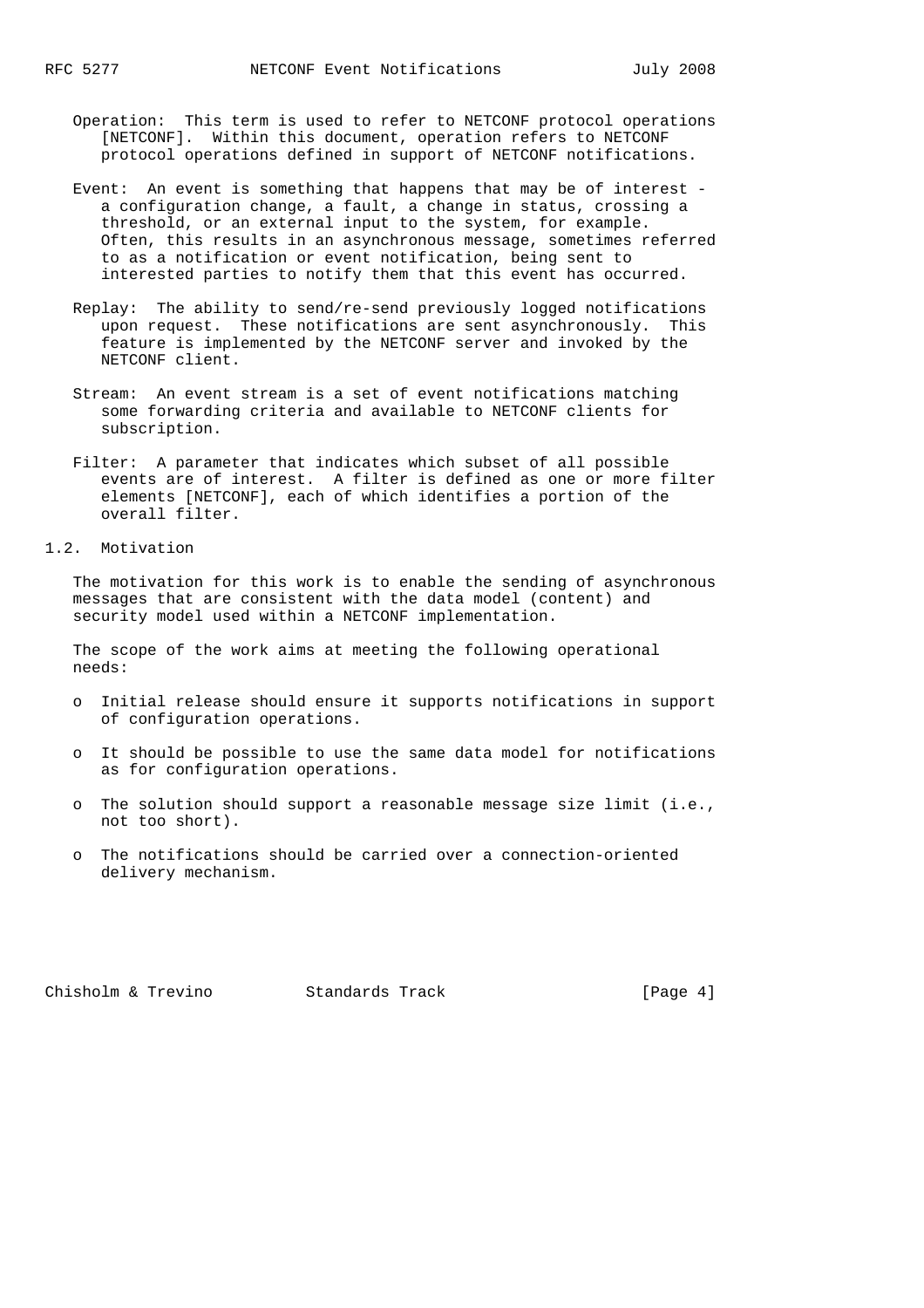Operation: This term is used to refer to NETCONF protocol operations [NETCONF]. Within this document, operation refers to NETCONF protocol operations defined in support of NETCONF notifications.

Event: An event is something that happens that may be of interest - a configuration change, a fault, a change in status, crossing a threshold, or an external input to the system, for example. Often, this results in an asynchronous message, sometimes referred to as a notification or event notification, being sent to interested parties to notify them that this event has occurred.

Replay: The ability to send/re-send previously logged notifications upon request. These notifications are sent asynchronously. This feature is implemented by the NETCONF server and invoked by the NETCONF client.

Stream: An event stream is a set of event notifications matching some forwarding criteria and available to NETCONF clients for subscription.

Filter: A parameter that indicates which subset of all possible events are of interest. A filter is defined as one or more filter elements [NETCONF], each of which identifies a portion of the overall filter.

### 1.2. Motivation

The motivation for this work is to enable the sending of asynchronous messages that are consistent with the data model (content) and security model used within a NETCONF implementation.

The scope of the work aims at meeting the following operational needs:

- Initial release should ensure it supports notifications in support of configuration operations.
- It should be possible to use the same data model for notifications as for configuration operations.
- The solution should support a reasonable message size limit (i.e., not too short).
- The notifications should be carried over a connection-oriented delivery mechanism.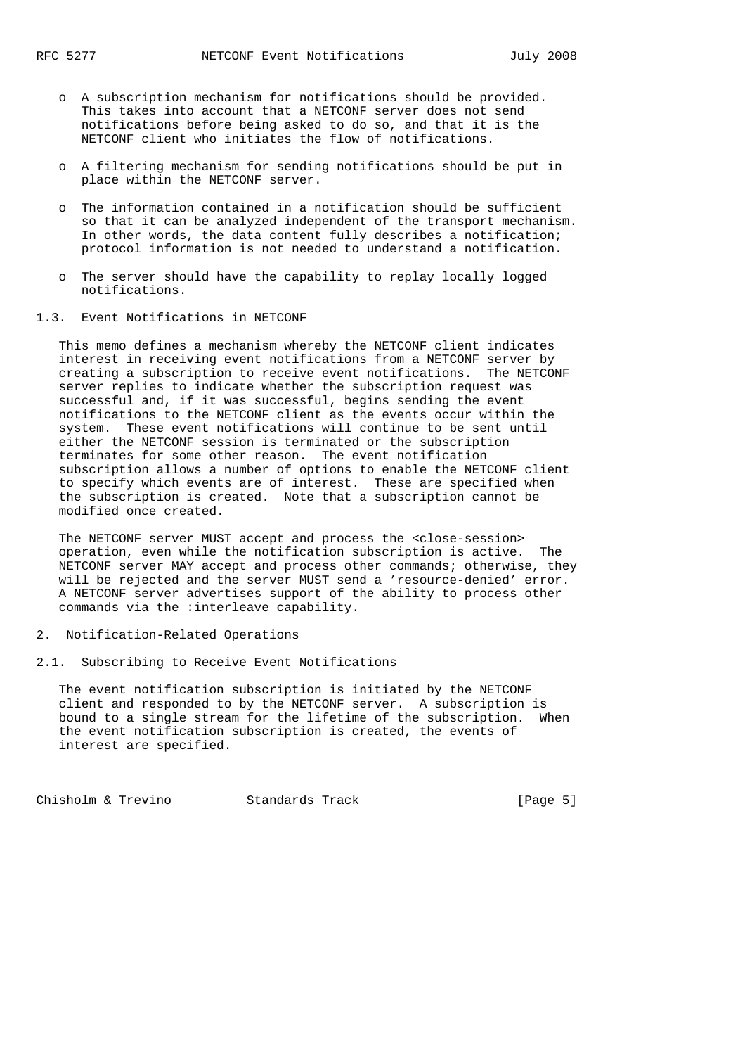- A subscription mechanism for notifications should be provided. This takes into account that a NETCONF server does not send notifications before being asked to do so, and that it is the NETCONF client who initiates the flow of notifications.

- A filtering mechanism for sending notifications should be put in place within the NETCONF server.

- The information contained in a notification should be sufficient so that it can be analyzed independent of the transport mechanism. In other words, the data content fully describes a notification; protocol information is not needed to understand a notification.

- The server should have the capability to replay locally logged notifications.

### 1.3. Event Notifications in NETCONF

This memo defines a mechanism whereby the NETCONF client indicates interest in receiving event notifications from a NETCONF server by creating a subscription to receive event notifications. The NETCONF server replies to indicate whether the subscription request was successful and, if it was successful, begins sending the event notifications to the NETCONF client as the events occur within the system. These event notifications will continue to be sent until either the NETCONF session is terminated or the subscription terminates for some other reason. The event notification subscription allows a number of options to enable the NETCONF client to specify which events are of interest. These are specified when the subscription is created. Note that a subscription cannot be modified once created.

The NETCONF server MUST accept and process the <close-session> operation, even while the notification subscription is active. The NETCONF server MAY accept and process other commands; otherwise, they will be rejected and the server MUST send a 'resource-denied' error. A NETCONF server advertises support of the ability to process other commands via the :interleave capability.

## 2. Notification-Related Operations

### 2.1. Subscribing to Receive Event Notifications

The event notification subscription is initiated by the NETCONF client and responded to by the NETCONF server. A subscription is bound to a single stream for the lifetime of the subscription. When the event notification subscription is created, the events of interest are specified.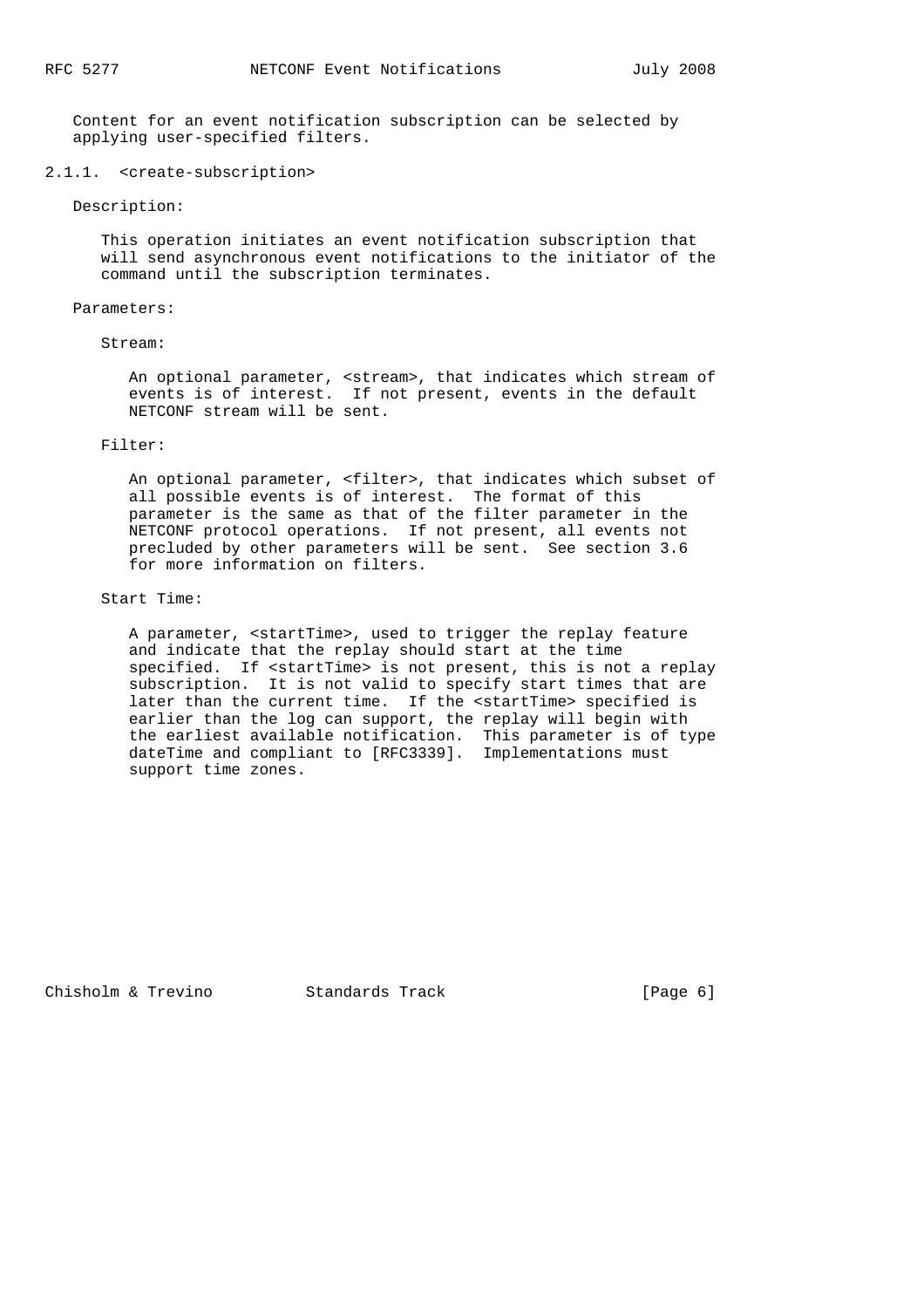Content for an event notification subscription can be selected by applying user-specified filters.

#### 2.1.1. <create-subscription>

Description:

This operation initiates an event notification subscription that will send asynchronous event notifications to the initiator of the command until the subscription terminates.

Parameters:

Stream:

An optional parameter, <stream>, that indicates which stream of events is of interest. If not present, events in the default NETCONF stream will be sent.

Filter:

An optional parameter, <filter>, that indicates which subset of all possible events is of interest. The format of this parameter is the same as that of the filter parameter in the NETCONF protocol operations. If not present, all events not precluded by other parameters will be sent. See section 3.6 for more information on filters.

Start Time:

A parameter, <startTime>, used to trigger the replay feature and indicate that the replay should start at the time specified. If <startTime> is not present, this is not a replay subscription. It is not valid to specify start times that are later than the current time. If the <startTime> specified is earlier than the log can support, the replay will begin with the earliest available notification. This parameter is of type dateTime and compliant to [RFC3339]. Implementations must support time zones.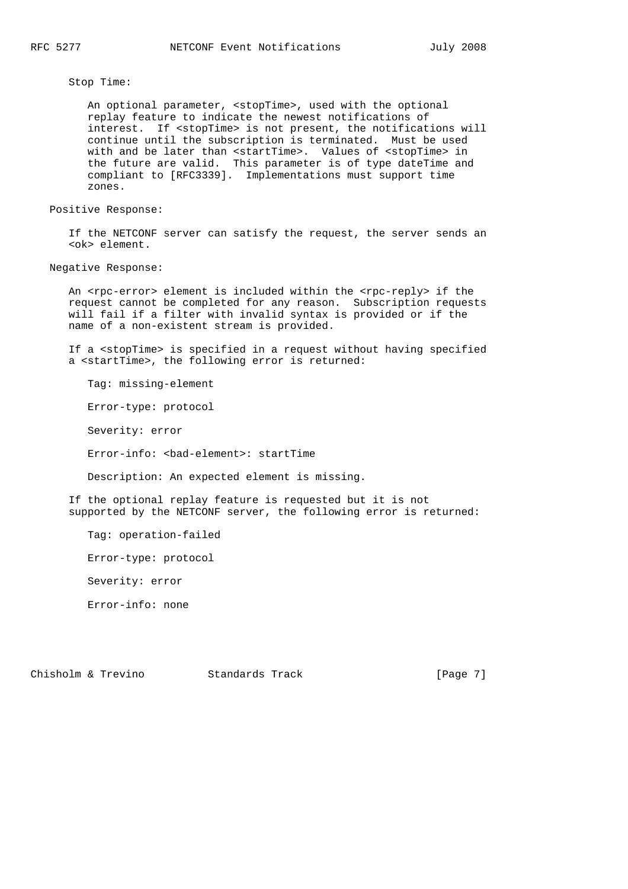Stop Time:

An optional parameter, <stopTime>, used with the optional replay feature to indicate the newest notifications of interest. If <stopTime> is not present, the notifications will continue until the subscription is terminated. Must be used with and be later than <startTime>. Values of <stopTime> in the future are valid. This parameter is of type dateTime and compliant to [RFC3339]. Implementations must support time zones.

Positive Response:

If the NETCONF server can satisfy the request, the server sends an <ok> element.

Negative Response:

An <rpc-error> element is included within the <rpc-reply> if the request cannot be completed for any reason. Subscription requests will fail if a filter with invalid syntax is provided or if the name of a non-existent stream is provided.

If a <stopTime> is specified in a request without having specified a <startTime>, the following error is returned:

Tag: missing-element

Error-type: protocol

Severity: error

Error-info: <bad-element>: startTime

Description: An expected element is missing.

If the optional replay feature is requested but it is not supported by the NETCONF server, the following error is returned:

Tag: operation-failed

Error-type: protocol

Severity: error

Error-info: none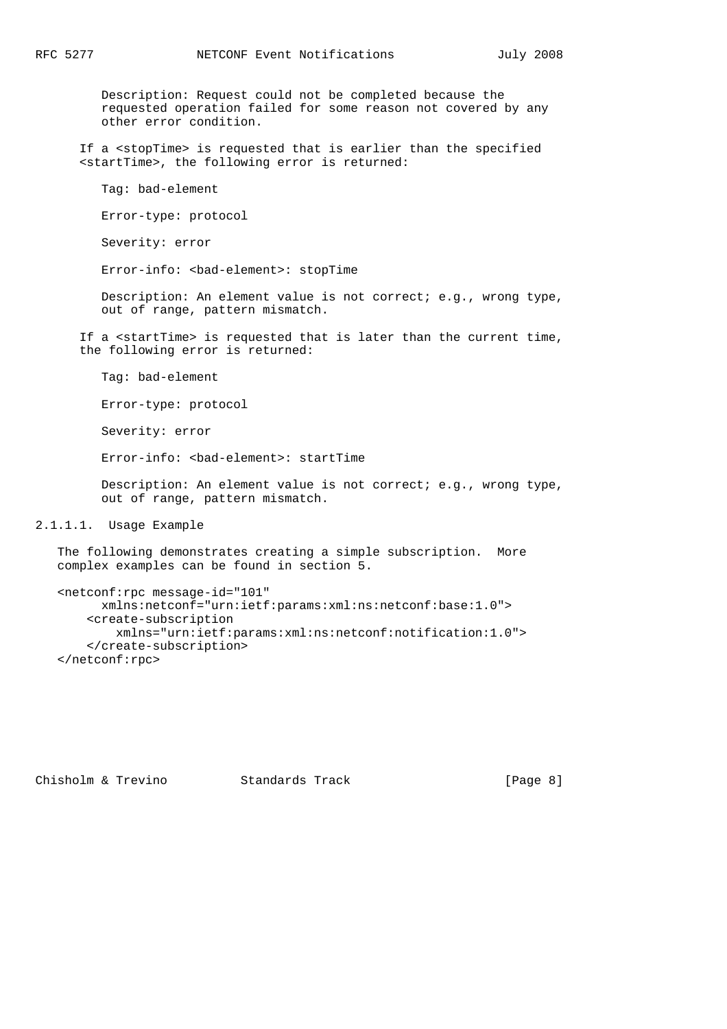Description: Request could not be completed because the requested operation failed for some reason not covered by any other error condition.

If a <stopTime> is requested that is earlier than the specified <startTime>, the following error is returned:

Tag: bad-element

Error-type: protocol

Severity: error

Error-info: <bad-element>: stopTime

Description: An element value is not correct; e.g., wrong type, out of range, pattern mismatch.

If a <startTime> is requested that is later than the current time, the following error is returned:

Tag: bad-element

Error-type: protocol

Severity: error

Error-info: <bad-element>: startTime

Description: An element value is not correct; e.g., wrong type, out of range, pattern mismatch.

#### 2.1.1.1. Usage Example

The following demonstrates creating a simple subscription. More complex examples can be found in section 5.

```
<netconf:rpc message-id="101"
      xmlns:netconf="urn:ietf:params:xml:ns:netconf:base:1.0">
   <create-subscription
       xmlns="urn:ietf:params:xml:ns:netconf:notification:1.0">
   </create-subscription>
</netconf:rpc>
```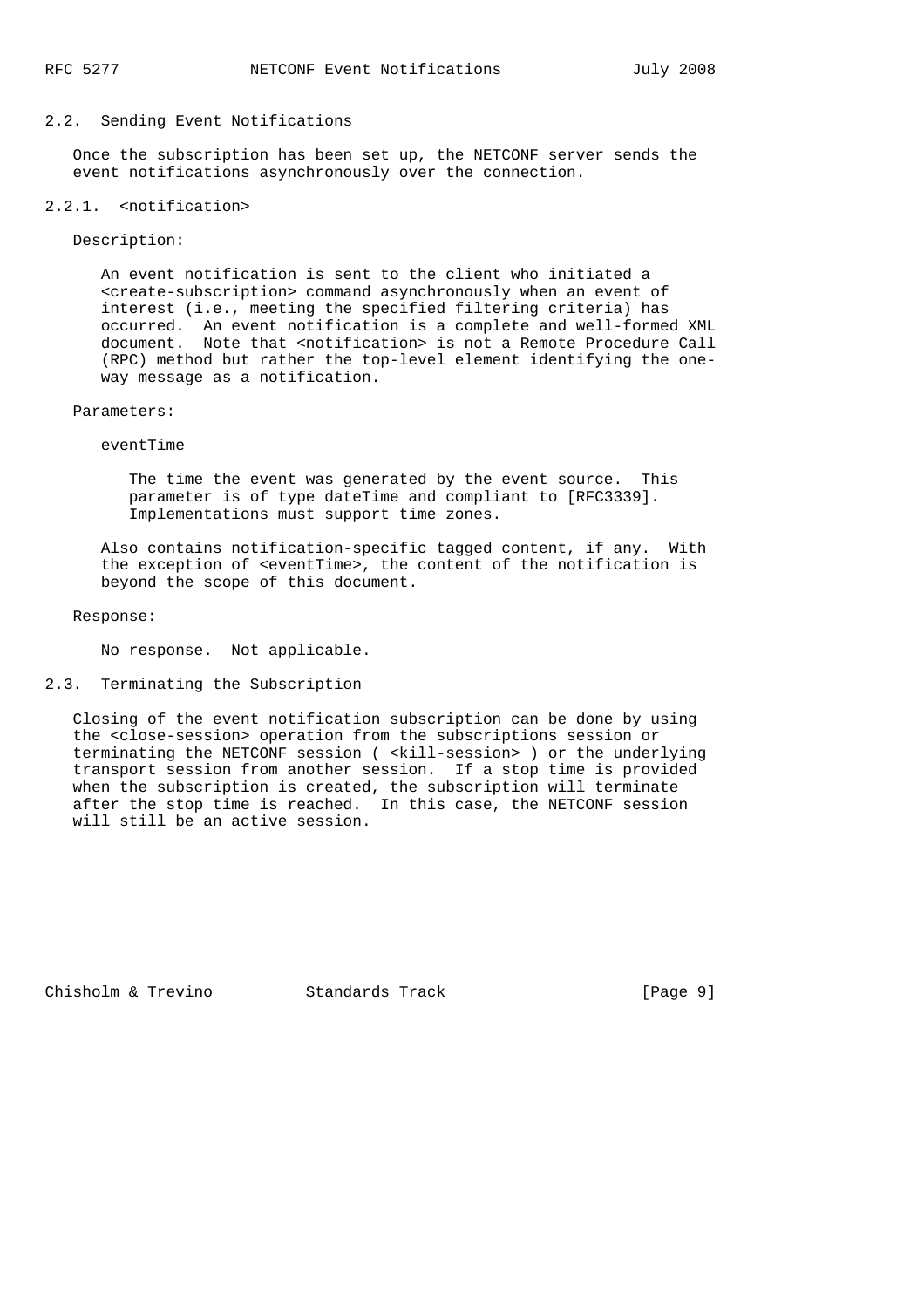## 2.2. Sending Event Notifications

Once the subscription has been set up, the NETCONF server sends the event notifications asynchronously over the connection.

### 2.2.1. <notification>

Description:

An event notification is sent to the client who initiated a <create-subscription> command asynchronously when an event of interest (i.e., meeting the specified filtering criteria) has occurred. An event notification is a complete and well-formed XML document. Note that <notification> is not a Remote Procedure Call (RPC) method but rather the top-level element identifying the one-way message as a notification.

Parameters:

eventTime

The time the event was generated by the event source. This parameter is of type dateTime and compliant to [RFC3339]. Implementations must support time zones.

Also contains notification-specific tagged content, if any. With the exception of <eventTime>, the content of the notification is beyond the scope of this document.

Response:

No response. Not applicable.

## 2.3. Terminating the Subscription

Closing of the event notification subscription can be done by using the <close-session> operation from the subscriptions session or terminating the NETCONF session ( <kill-session> ) or the underlying transport session from another session. If a stop time is provided when the subscription is created, the subscription will terminate after the stop time is reached. In this case, the NETCONF session will still be an active session.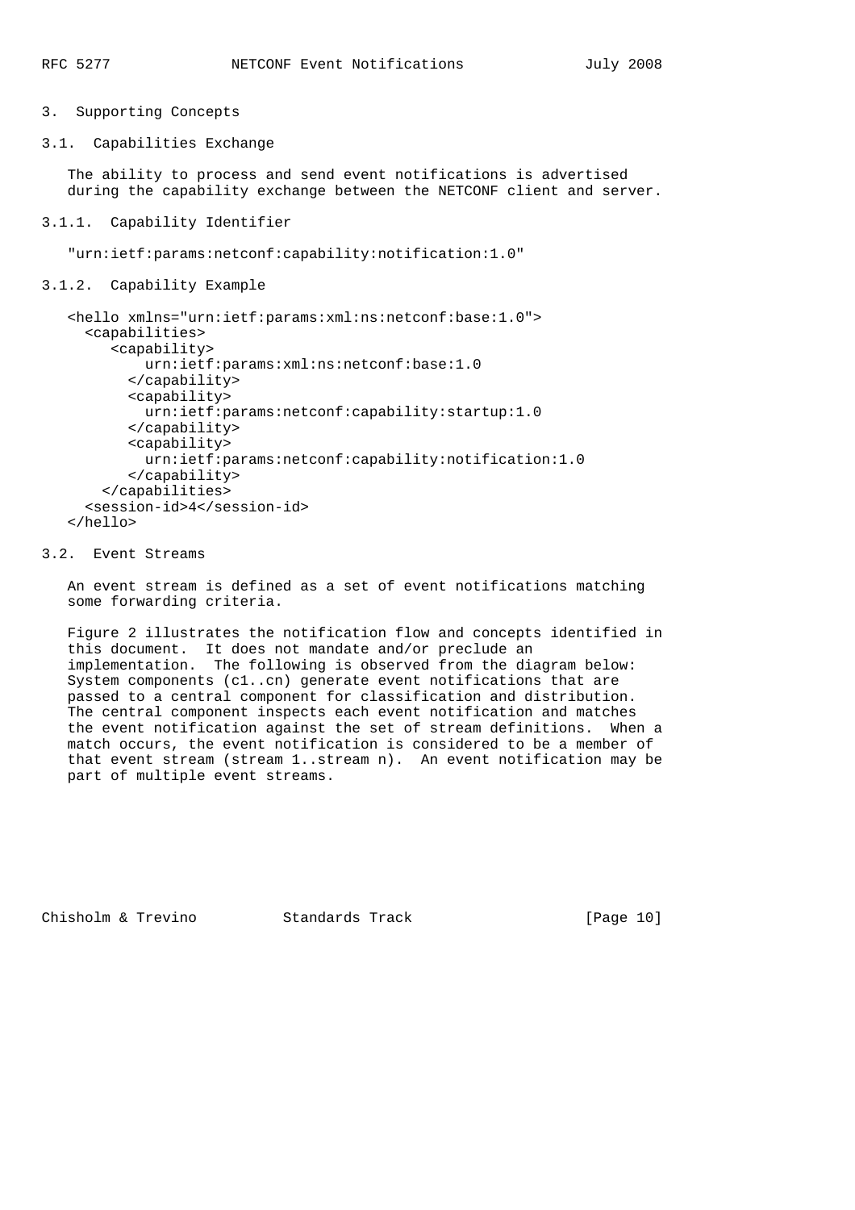## 3. Supporting Concepts

### 3.1. Capabilities Exchange

The ability to process and send event notifications is advertised during the capability exchange between the NETCONF client and server.

#### 3.1.1. Capability Identifier

"urn:ietf:params:netconf:capability:notification:1.0"

#### 3.1.2. Capability Example

```
<hello xmlns="urn:ietf:params:xml:ns:netconf:base:1.0">
  <capabilities>
     <capability>
        urn:ietf:params:xml:ns:netconf:base:1.0
      </capability>
      <capability>
        urn:ietf:params:netconf:capability:startup:1.0
      </capability>
      <capability>
        urn:ietf:params:netconf:capability:notification:1.0
      </capability>
   </capabilities>
  <session-id>4</session-id>
</hello>
```

### 3.2. Event Streams

An event stream is defined as a set of event notifications matching some forwarding criteria.

Figure 2 illustrates the notification flow and concepts identified in this document. It does not mandate and/or preclude an implementation. The following is observed from the diagram below: System components (c1..cn) generate event notifications that are passed to a central component for classification and distribution. The central component inspects each event notification and matches the event notification against the set of stream definitions. When a match occurs, the event notification is considered to be a member of that event stream (stream 1..stream n). An event notification may be part of multiple event streams.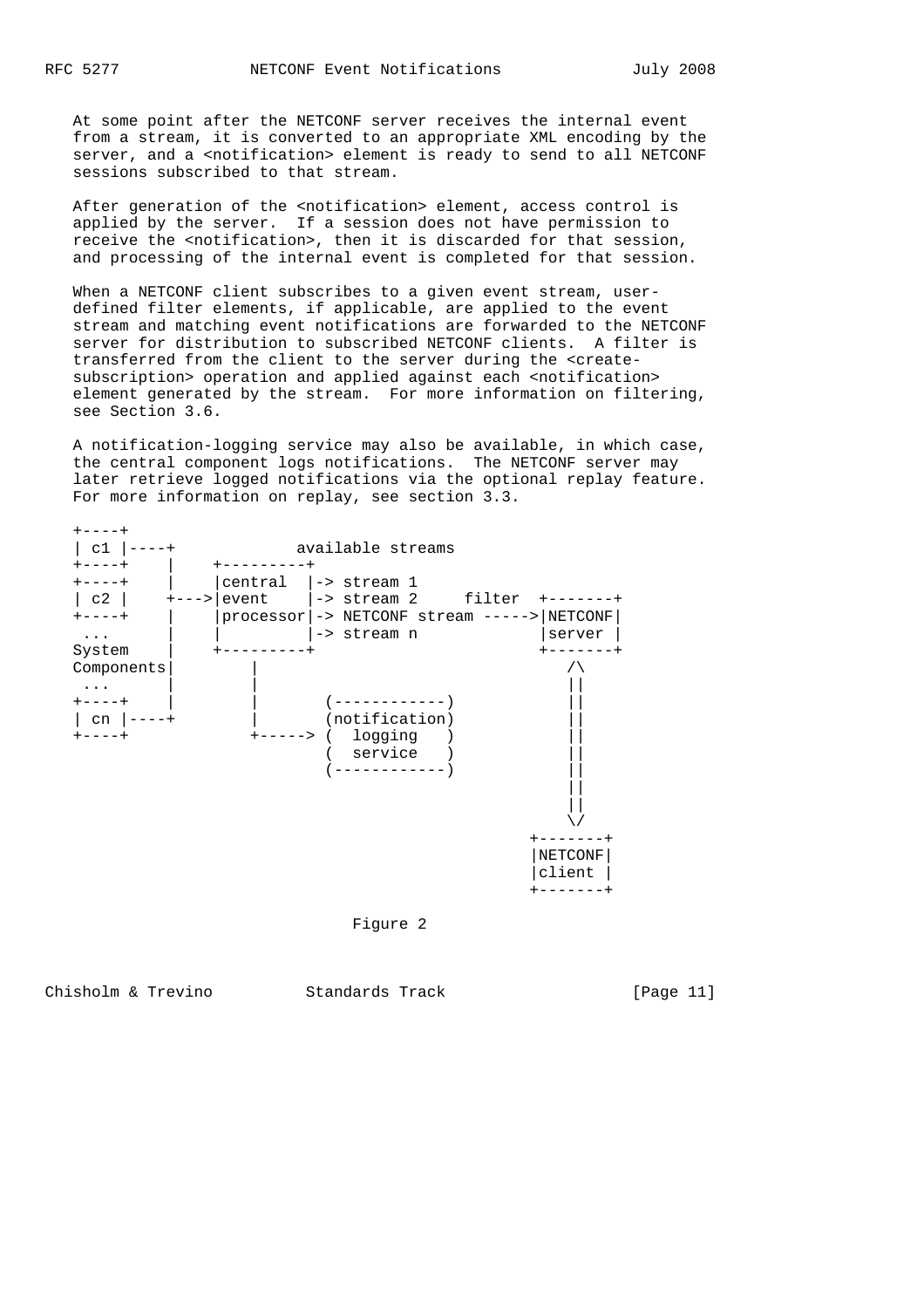At some point after the NETCONF server receives the internal event from a stream, it is converted to an appropriate XML encoding by the server, and a <notification> element is ready to send to all NETCONF sessions subscribed to that stream.

After generation of the <notification> element, access control is applied by the server. If a session does not have permission to receive the <notification>, then it is discarded for that session, and processing of the internal event is completed for that session.

When a NETCONF client subscribes to a given event stream, user-defined filter elements, if applicable, are applied to the event stream and matching event notifications are forwarded to the NETCONF server for distribution to subscribed NETCONF clients. A filter is transferred from the client to the server during the <create-subscription> operation and applied against each <notification> element generated by the stream. For more information on filtering, see Section 3.6.

A notification-logging service may also be available, in which case, the central component logs notifications. The NETCONF server may later retrieve logged notifications via the optional replay feature. For more information on replay, see section 3.3.

```
+----+
| c1 |----+             available streams
+----+    |    +---------+
+----+    |    |central  |-> stream 1
| c2 |    +--->|event    |-> stream 2     filter  +-------+
+----+    |    |processor|-> NETCONF stream ----->|NETCONF|
 ...      |    |         |-> stream n             |server |
System    |    +---------+                        +-------+
Components|         |                                /\
 ...      |         |                                ||
+----+    |         |       (------------)           ||
| cn |----+         |       (notification)           ||
+----+              +-----> (  logging   )           ||
                            (  service   )           ||
                            (------------)           ||
                                                     ||
                                                     ||
                                                     \/
                                                 +-------+
                                                 |NETCONF|
                                                 |client |
                                                 +-------+
```

Figure 2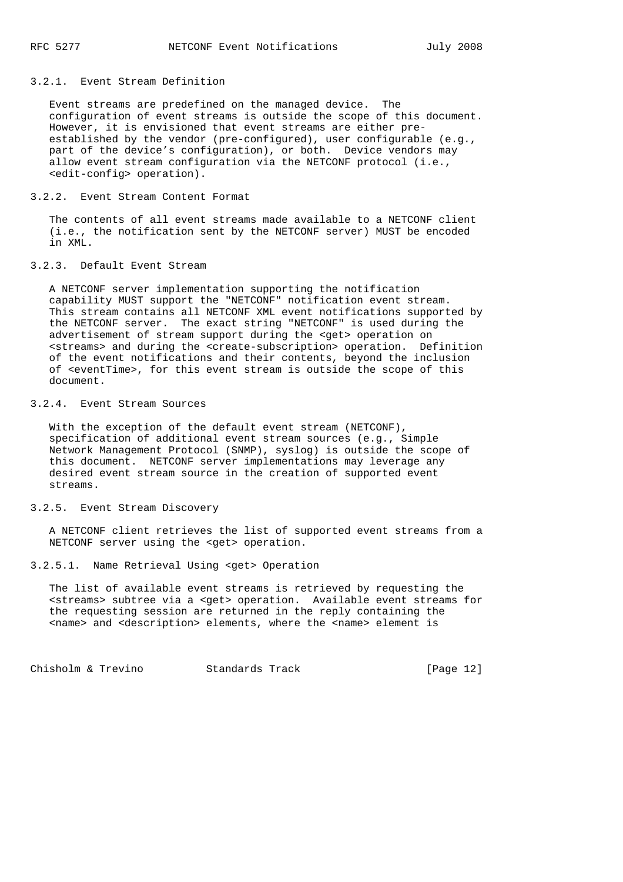#### 3.2.1. Event Stream Definition

Event streams are predefined on the managed device. The configuration of event streams is outside the scope of this document. However, it is envisioned that event streams are either pre-established by the vendor (pre-configured), user configurable (e.g., part of the device's configuration), or both. Device vendors may allow event stream configuration via the NETCONF protocol (i.e., <edit-config> operation).

#### 3.2.2. Event Stream Content Format

The contents of all event streams made available to a NETCONF client (i.e., the notification sent by the NETCONF server) MUST be encoded in XML.

#### 3.2.3. Default Event Stream

A NETCONF server implementation supporting the notification capability MUST support the "NETCONF" notification event stream. This stream contains all NETCONF XML event notifications supported by the NETCONF server. The exact string "NETCONF" is used during the advertisement of stream support during the <get> operation on <streams> and during the <create-subscription> operation. Definition of the event notifications and their contents, beyond the inclusion of <eventTime>, for this event stream is outside the scope of this document.

#### 3.2.4. Event Stream Sources

With the exception of the default event stream (NETCONF), specification of additional event stream sources (e.g., Simple Network Management Protocol (SNMP), syslog) is outside the scope of this document. NETCONF server implementations may leverage any desired event stream source in the creation of supported event streams.

#### 3.2.5. Event Stream Discovery

A NETCONF client retrieves the list of supported event streams from a NETCONF server using the <get> operation.

##### 3.2.5.1. Name Retrieval Using <get> Operation

The list of available event streams is retrieved by requesting the <streams> subtree via a <get> operation. Available event streams for the requesting session are returned in the reply containing the <name> and <description> elements, where the <name> element is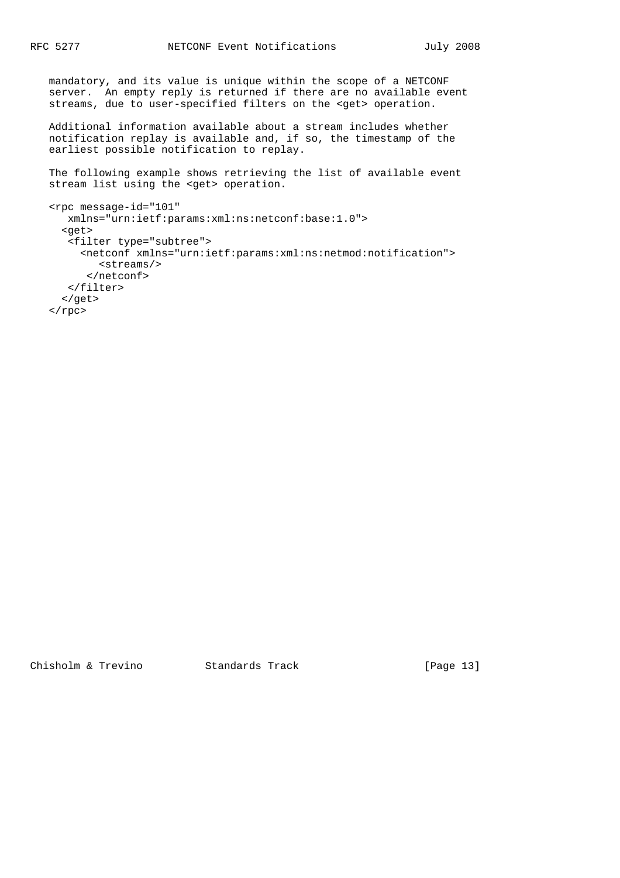mandatory, and its value is unique within the scope of a NETCONF server. An empty reply is returned if there are no available event streams, due to user-specified filters on the <get> operation.

Additional information available about a stream includes whether notification replay is available and, if so, the timestamp of the earliest possible notification to replay.

The following example shows retrieving the list of available event stream list using the <get> operation.

```
<rpc message-id="101"
   xmlns="urn:ietf:params:xml:ns:netconf:base:1.0">
  <get>
   <filter type="subtree">
     <netconf xmlns="urn:ietf:params:xml:ns:netmod:notification">
        <streams/>
      </netconf>
   </filter>
  </get>
</rpc>
```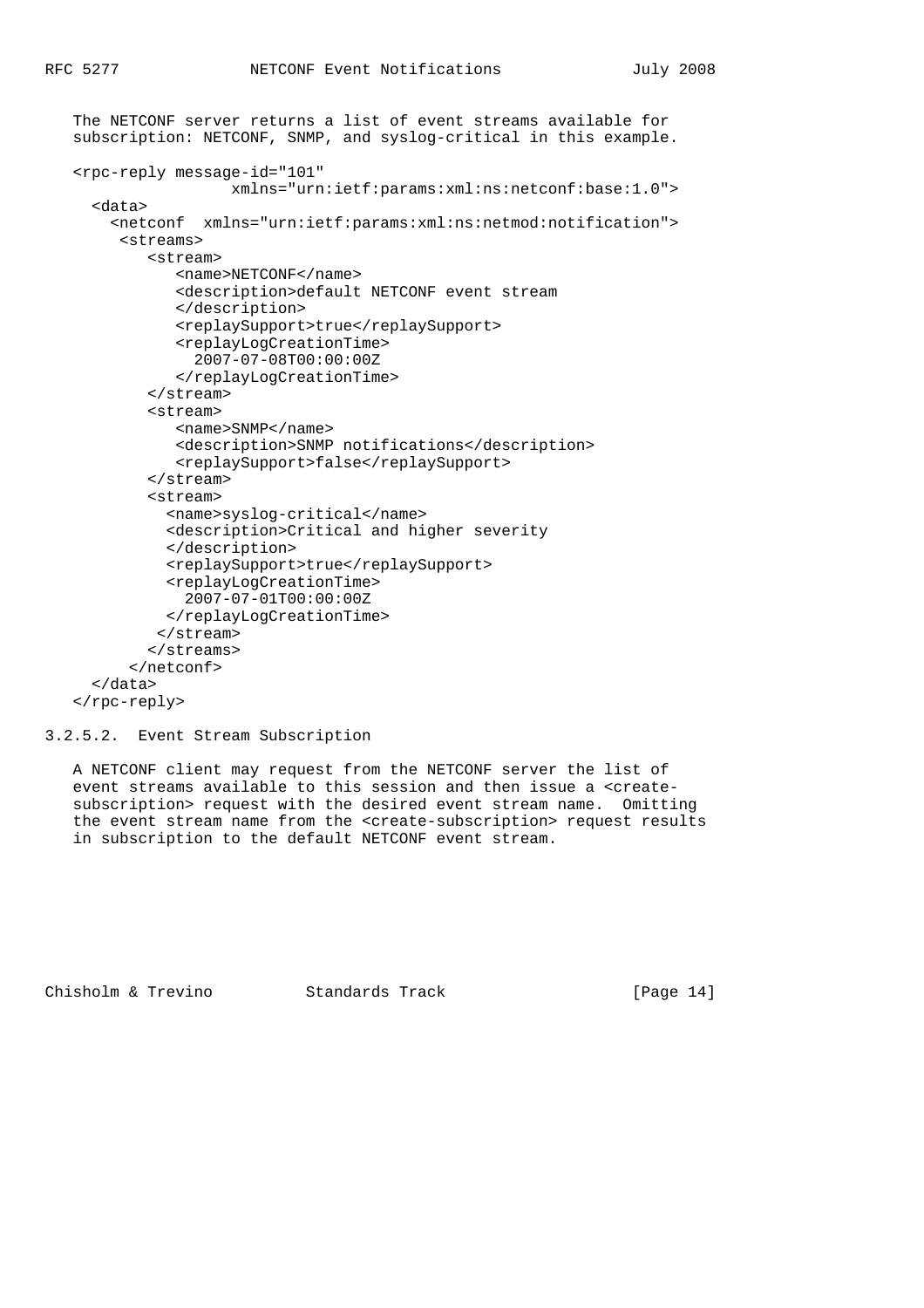The NETCONF server returns a list of event streams available for subscription: NETCONF, SNMP, and syslog-critical in this example.

```
<rpc-reply message-id="101"
                 xmlns="urn:ietf:params:xml:ns:netconf:base:1.0">
  <data>
    <netconf  xmlns="urn:ietf:params:xml:ns:netmod:notification">
     <streams>
        <stream>
           <name>NETCONF</name>
           <description>default NETCONF event stream
           </description>
           <replaySupport>true</replaySupport>
           <replayLogCreationTime>
             2007-07-08T00:00:00Z
           </replayLogCreationTime>
        </stream>
        <stream>
           <name>SNMP</name>
           <description>SNMP notifications</description>
           <replaySupport>false</replaySupport>
        </stream>
        <stream>
          <name>syslog-critical</name>
          <description>Critical and higher severity
          </description>
          <replaySupport>true</replaySupport>
          <replayLogCreationTime>
            2007-07-01T00:00:00Z
          </replayLogCreationTime>
         </stream>
        </streams>
      </netconf>
  </data>
</rpc-reply>
```

### 3.2.5.2. Event Stream Subscription

A NETCONF client may request from the NETCONF server the list of event streams available to this session and then issue a <create-subscription> request with the desired event stream name. Omitting the event stream name from the <create-subscription> request results in subscription to the default NETCONF event stream.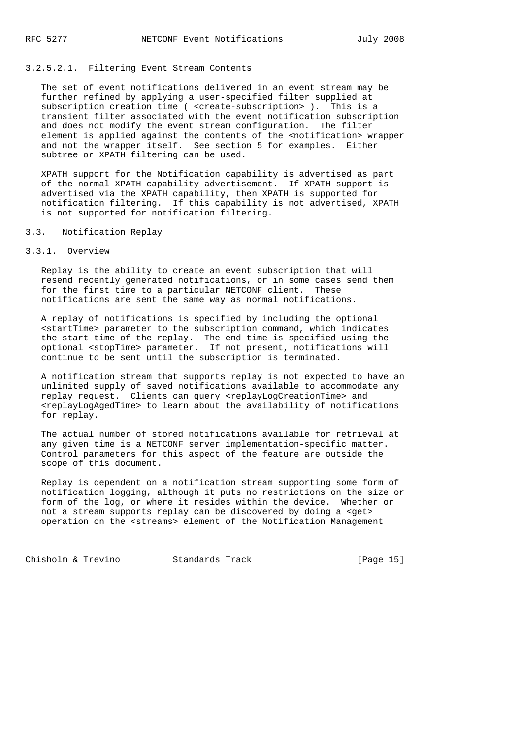#### 3.2.5.2.1. Filtering Event Stream Contents

The set of event notifications delivered in an event stream may be further refined by applying a user-specified filter supplied at subscription creation time ( <create-subscription> ). This is a transient filter associated with the event notification subscription and does not modify the event stream configuration. The filter element is applied against the contents of the <notification> wrapper and not the wrapper itself. See section 5 for examples. Either subtree or XPATH filtering can be used.

XPATH support for the Notification capability is advertised as part of the normal XPATH capability advertisement. If XPATH support is advertised via the XPATH capability, then XPATH is supported for notification filtering. If this capability is not advertised, XPATH is not supported for notification filtering.

## 3.3. Notification Replay

### 3.3.1. Overview

Replay is the ability to create an event subscription that will resend recently generated notifications, or in some cases send them for the first time to a particular NETCONF client. These notifications are sent the same way as normal notifications.

A replay of notifications is specified by including the optional <startTime> parameter to the subscription command, which indicates the start time of the replay. The end time is specified using the optional <stopTime> parameter. If not present, notifications will continue to be sent until the subscription is terminated.

A notification stream that supports replay is not expected to have an unlimited supply of saved notifications available to accommodate any replay request. Clients can query <replayLogCreationTime> and <replayLogAgedTime> to learn about the availability of notifications for replay.

The actual number of stored notifications available for retrieval at any given time is a NETCONF server implementation-specific matter. Control parameters for this aspect of the feature are outside the scope of this document.

Replay is dependent on a notification stream supporting some form of notification logging, although it puts no restrictions on the size or form of the log, or where it resides within the device. Whether or not a stream supports replay can be discovered by doing a <get> operation on the <streams> element of the Notification Management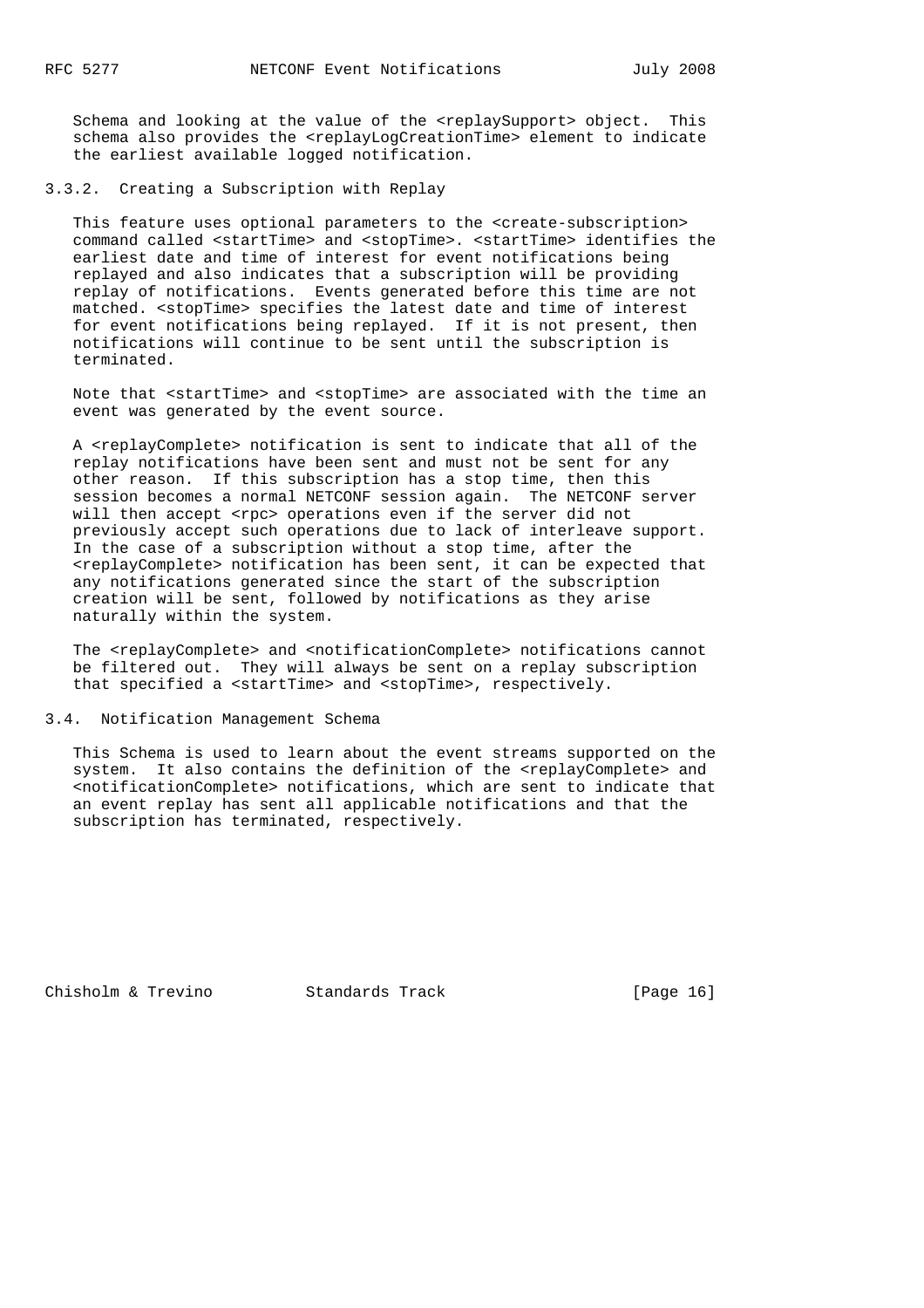Schema and looking at the value of the <replaySupport> object. This schema also provides the <replayLogCreationTime> element to indicate the earliest available logged notification.

### 3.3.2. Creating a Subscription with Replay

This feature uses optional parameters to the <create-subscription> command called <startTime> and <stopTime>. <startTime> identifies the earliest date and time of interest for event notifications being replayed and also indicates that a subscription will be providing replay of notifications. Events generated before this time are not matched. <stopTime> specifies the latest date and time of interest for event notifications being replayed. If it is not present, then notifications will continue to be sent until the subscription is terminated.

Note that <startTime> and <stopTime> are associated with the time an event was generated by the event source.

A <replayComplete> notification is sent to indicate that all of the replay notifications have been sent and must not be sent for any other reason. If this subscription has a stop time, then this session becomes a normal NETCONF session again. The NETCONF server will then accept <rpc> operations even if the server did not previously accept such operations due to lack of interleave support. In the case of a subscription without a stop time, after the <replayComplete> notification has been sent, it can be expected that any notifications generated since the start of the subscription creation will be sent, followed by notifications as they arise naturally within the system.

The <replayComplete> and <notificationComplete> notifications cannot be filtered out. They will always be sent on a replay subscription that specified a <startTime> and <stopTime>, respectively.

## 3.4. Notification Management Schema

This Schema is used to learn about the event streams supported on the system. It also contains the definition of the <replayComplete> and <notificationComplete> notifications, which are sent to indicate that an event replay has sent all applicable notifications and that the subscription has terminated, respectively.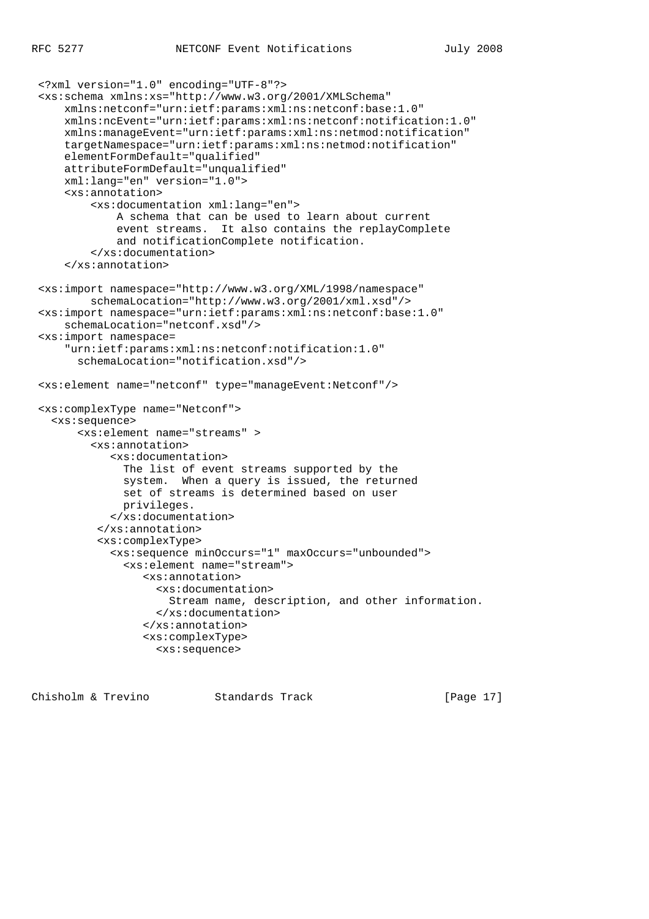```
<?xml version="1.0" encoding="UTF-8"?>
<xs:schema xmlns:xs="http://www.w3.org/2001/XMLSchema"
    xmlns:netconf="urn:ietf:params:xml:ns:netconf:base:1.0"
    xmlns:ncEvent="urn:ietf:params:xml:ns:netconf:notification:1.0"
    xmlns:manageEvent="urn:ietf:params:xml:ns:netmod:notification"
    targetNamespace="urn:ietf:params:xml:ns:netmod:notification"
    elementFormDefault="qualified"
    attributeFormDefault="unqualified"
    xml:lang="en" version="1.0">
    <xs:annotation>
        <xs:documentation xml:lang="en">
            A schema that can be used to learn about current
            event streams.  It also contains the replayComplete
            and notificationComplete notification.
        </xs:documentation>
    </xs:annotation>

<xs:import namespace="http://www.w3.org/XML/1998/namespace"
        schemaLocation="http://www.w3.org/2001/xml.xsd"/>
<xs:import namespace="urn:ietf:params:xml:ns:netconf:base:1.0"
    schemaLocation="netconf.xsd"/>
<xs:import namespace=
    "urn:ietf:params:xml:ns:netconf:notification:1.0"
      schemaLocation="notification.xsd"/>

<xs:element name="netconf" type="manageEvent:Netconf"/>

<xs:complexType name="Netconf">
  <xs:sequence>
      <xs:element name="streams" >
        <xs:annotation>
           <xs:documentation>
             The list of event streams supported by the
             system.  When a query is issued, the returned
             set of streams is determined based on user
             privileges.
           </xs:documentation>
         </xs:annotation>
         <xs:complexType>
           <xs:sequence minOccurs="1" maxOccurs="unbounded">
             <xs:element name="stream">
                <xs:annotation>
                  <xs:documentation>
                    Stream name, description, and other information.
                  </xs:documentation>
                </xs:annotation>
                <xs:complexType>
                  <xs:sequence>
```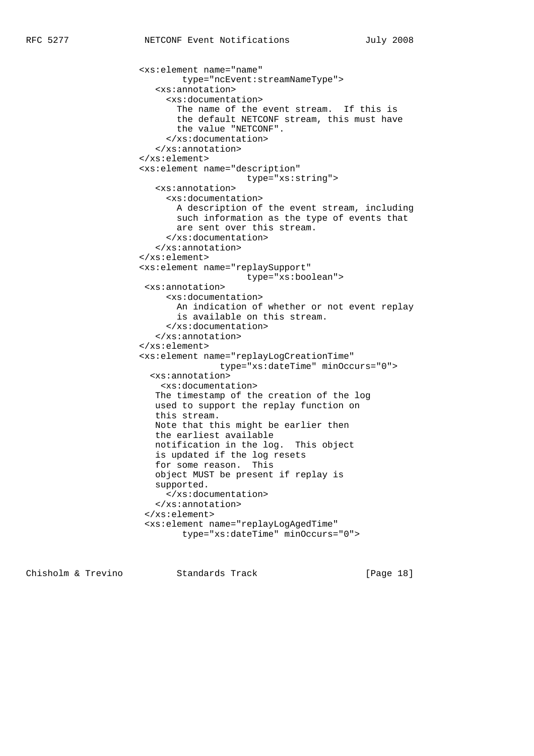```
                <xs:element name="name"
                        type="ncEvent:streamNameType">
                   <xs:annotation>
                     <xs:documentation>
                       The name of the event stream.  If this is
                       the default NETCONF stream, this must have
                       the value "NETCONF".
                     </xs:documentation>
                   </xs:annotation>
                </xs:element>
                <xs:element name="description"
                                    type="xs:string">
                   <xs:annotation>
                     <xs:documentation>
                       A description of the event stream, including
                       such information as the type of events that
                       are sent over this stream.
                     </xs:documentation>
                   </xs:annotation>
                </xs:element>
                <xs:element name="replaySupport"
                                    type="xs:boolean">
                 <xs:annotation>
                     <xs:documentation>
                       An indication of whether or not event replay
                       is available on this stream.
                     </xs:documentation>
                   </xs:annotation>
                </xs:element>
                <xs:element name="replayLogCreationTime"
                              type="xs:dateTime" minOccurs="0">
                  <xs:annotation>
                    <xs:documentation>
                   The timestamp of the creation of the log
                   used to support the replay function on
                   this stream.
                   Note that this might be earlier then
                   the earliest available
                   notification in the log.  This object
                   is updated if the log resets
                   for some reason.  This
                   object MUST be present if replay is
                   supported.
                     </xs:documentation>
                   </xs:annotation>
                 </xs:element>
                 <xs:element name="replayLogAgedTime"
                        type="xs:dateTime" minOccurs="0">
```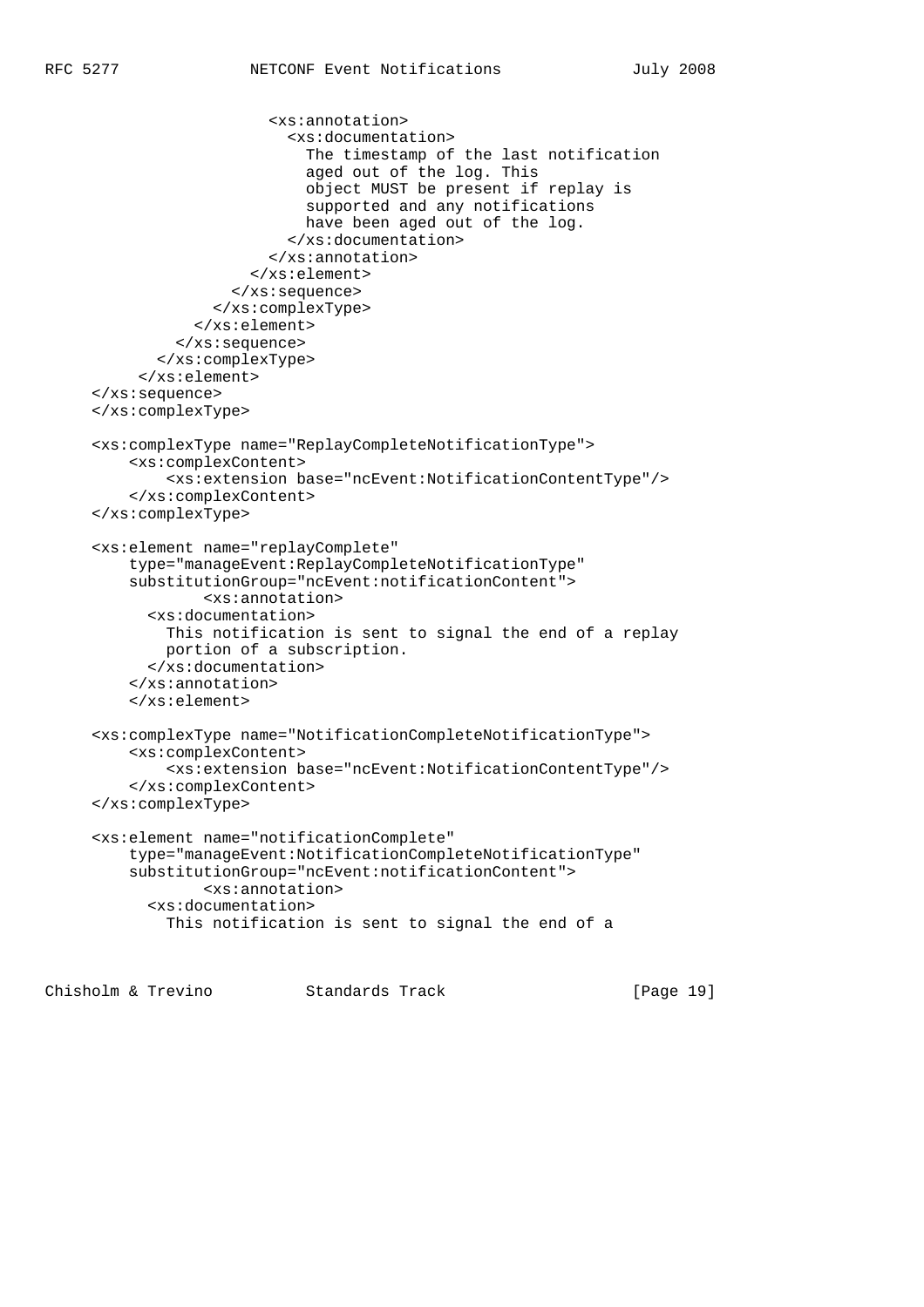```
                      <xs:annotation>
                        <xs:documentation>
                          The timestamp of the last notification
                          aged out of the log. This
                          object MUST be present if replay is
                          supported and any notifications
                          have been aged out of the log.
                        </xs:documentation>
                      </xs:annotation>
                    </xs:element>
                  </xs:sequence>
                </xs:complexType>
              </xs:element>
            </xs:sequence>
          </xs:complexType>
        </xs:element>
     </xs:sequence>
     </xs:complexType>

     <xs:complexType name="ReplayCompleteNotificationType">
         <xs:complexContent>
             <xs:extension base="ncEvent:NotificationContentType"/>
         </xs:complexContent>
     </xs:complexType>

     <xs:element name="replayComplete"
         type="manageEvent:ReplayCompleteNotificationType"
         substitutionGroup="ncEvent:notificationContent">
                 <xs:annotation>
           <xs:documentation>
             This notification is sent to signal the end of a replay
             portion of a subscription.
           </xs:documentation>
         </xs:annotation>
         </xs:element>

     <xs:complexType name="NotificationCompleteNotificationType">
         <xs:complexContent>
             <xs:extension base="ncEvent:NotificationContentType"/>
         </xs:complexContent>
     </xs:complexType>

     <xs:element name="notificationComplete"
         type="manageEvent:NotificationCompleteNotificationType"
         substitutionGroup="ncEvent:notificationContent">
                 <xs:annotation>
           <xs:documentation>
             This notification is sent to signal the end of a
```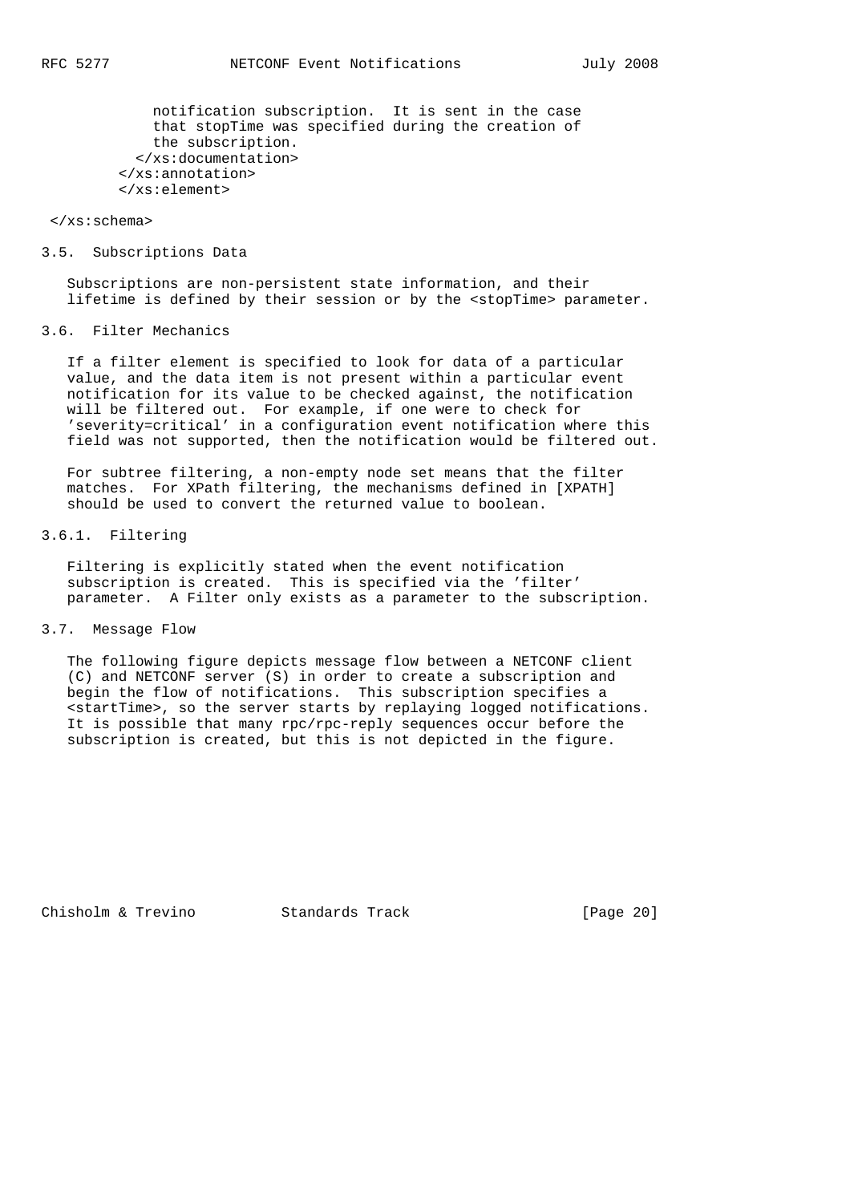```
            notification subscription.  It is sent in the case
            that stopTime was specified during the creation of
            the subscription.
          </xs:documentation>
        </xs:annotation>
        </xs:element>

 </xs:schema>
```

### 3.5. Subscriptions Data

Subscriptions are non-persistent state information, and their lifetime is defined by their session or by the <stopTime> parameter.

### 3.6. Filter Mechanics

If a filter element is specified to look for data of a particular value, and the data item is not present within a particular event notification for its value to be checked against, the notification will be filtered out. For example, if one were to check for 'severity=critical' in a configuration event notification where this field was not supported, then the notification would be filtered out.

For subtree filtering, a non-empty node set means that the filter matches. For XPath filtering, the mechanisms defined in [XPATH] should be used to convert the returned value to boolean.

#### 3.6.1. Filtering

Filtering is explicitly stated when the event notification subscription is created. This is specified via the 'filter' parameter. A Filter only exists as a parameter to the subscription.

### 3.7. Message Flow

The following figure depicts message flow between a NETCONF client (C) and NETCONF server (S) in order to create a subscription and begin the flow of notifications. This subscription specifies a <startTime>, so the server starts by replaying logged notifications. It is possible that many rpc/rpc-reply sequences occur before the subscription is created, but this is not depicted in the figure.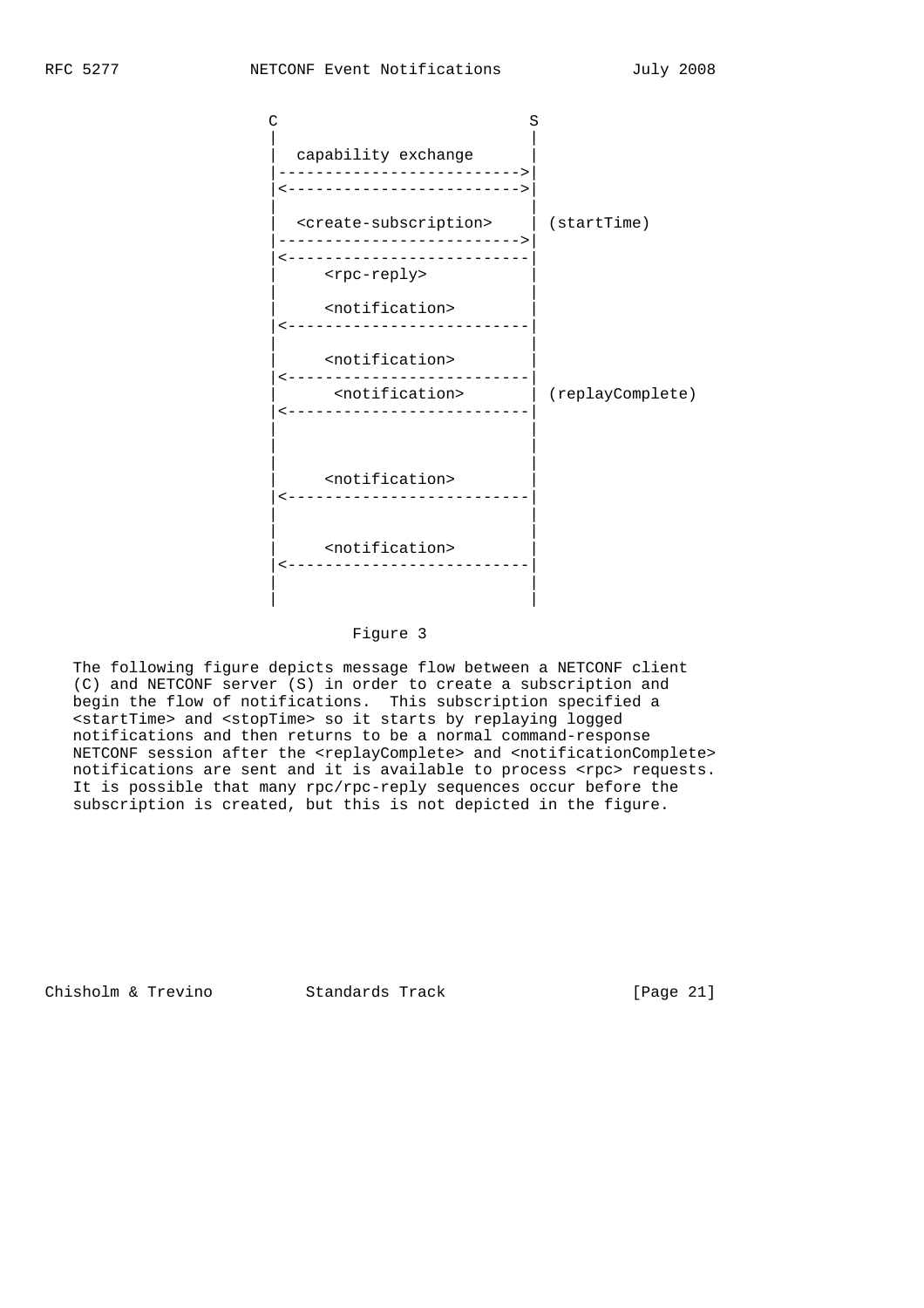```
                C                           S
                |                           |
                |  capability exchange      |
                |-------------------------->|
                |<------------------------->|
                |                           |
                |  <create-subscription>    | (startTime)
                |-------------------------->|
                |<--------------------------|
                |     <rpc-reply>           |
                |                           |
                |     <notification>        |
                |<--------------------------|
                |                           |
                |     <notification>        |
                |<--------------------------|
                |      <notification>       | (replayComplete)
                |<--------------------------|
                |                           |
                |                           |
                |                           |
                |     <notification>        |
                |<--------------------------|
                |                           |
                |                           |
                |     <notification>        |
                |<--------------------------|
                |                           |
                |                           |
```

Figure 3

The following figure depicts message flow between a NETCONF client (C) and NETCONF server (S) in order to create a subscription and begin the flow of notifications. This subscription specified a <startTime> and <stopTime> so it starts by replaying logged notifications and then returns to be a normal command-response NETCONF session after the <replayComplete> and <notificationComplete> notifications are sent and it is available to process <rpc> requests. It is possible that many rpc/rpc-reply sequences occur before the subscription is created, but this is not depicted in the figure.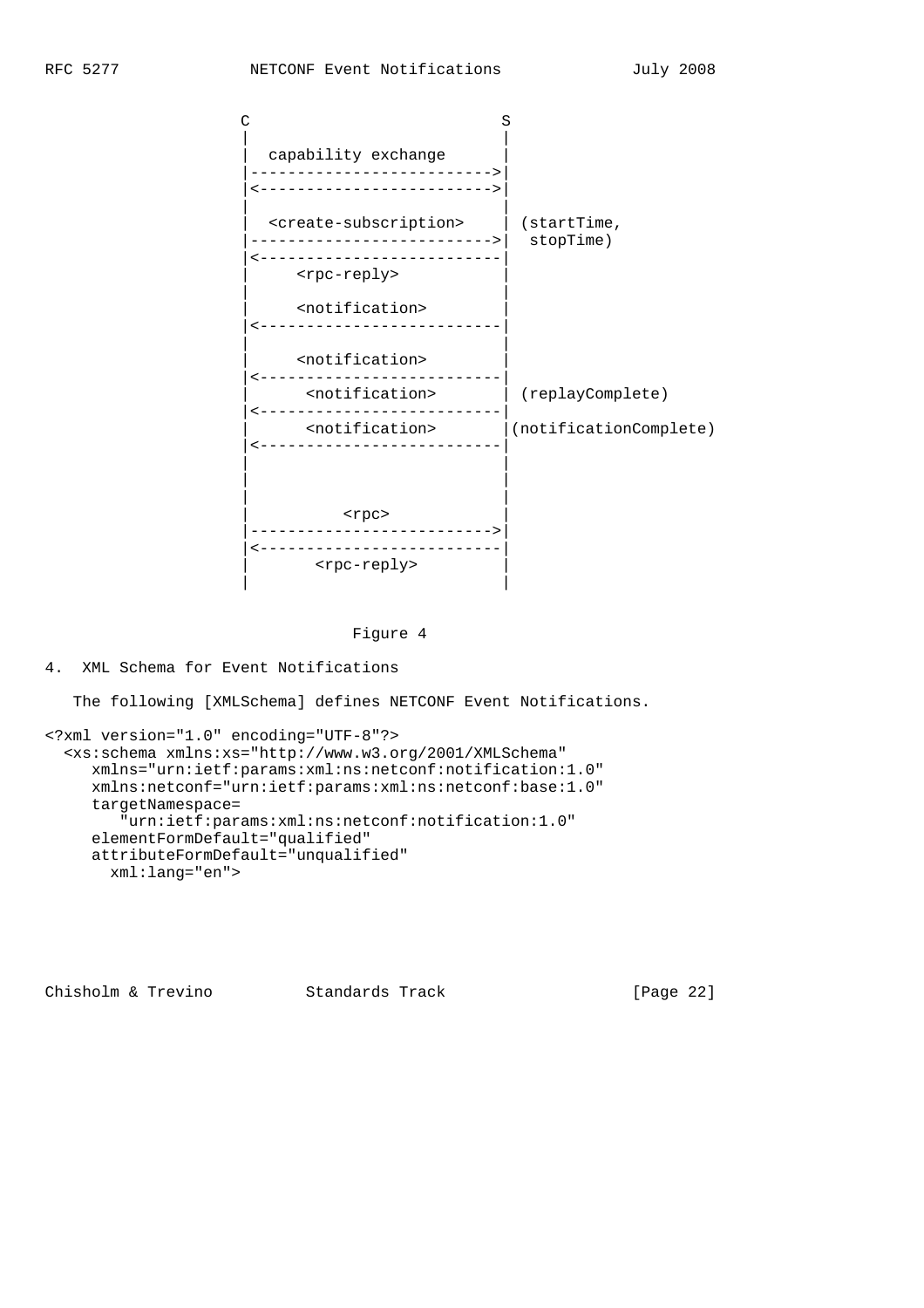```
                 C                           S
                 |                           |
                 |  capability exchange      |
                 |-------------------------->|
                 |<------------------------->|
                 |                           |
                 |  <create-subscription>    | (startTime,
                 |-------------------------->|  stopTime)
                 |<--------------------------|
                 |     <rpc-reply>           |
                 |                           |
                 |     <notification>        |
                 |<--------------------------|
                 |                           |
                 |     <notification>        |
                 |<--------------------------|
                 |      <notification>       | (replayComplete)
                 |<--------------------------|
                 |      <notification>       |(notificationComplete)
                 |<--------------------------|
                 |                           |
                 |                           |
                 |                           |
                 |          <rpc>            |
                 |-------------------------->|
                 |<--------------------------|
                 |       <rpc-reply>         |
                 |                           |
```

Figure 4

## 4. XML Schema for Event Notifications

The following [XMLSchema] defines NETCONF Event Notifications.

```
<?xml version="1.0" encoding="UTF-8"?>
  <xs:schema xmlns:xs="http://www.w3.org/2001/XMLSchema"
     xmlns="urn:ietf:params:xml:ns:netconf:notification:1.0"
     xmlns:netconf="urn:ietf:params:xml:ns:netconf:base:1.0"
     targetNamespace=
        "urn:ietf:params:xml:ns:netconf:notification:1.0"
     elementFormDefault="qualified"
     attributeFormDefault="unqualified"
       xml:lang="en">
```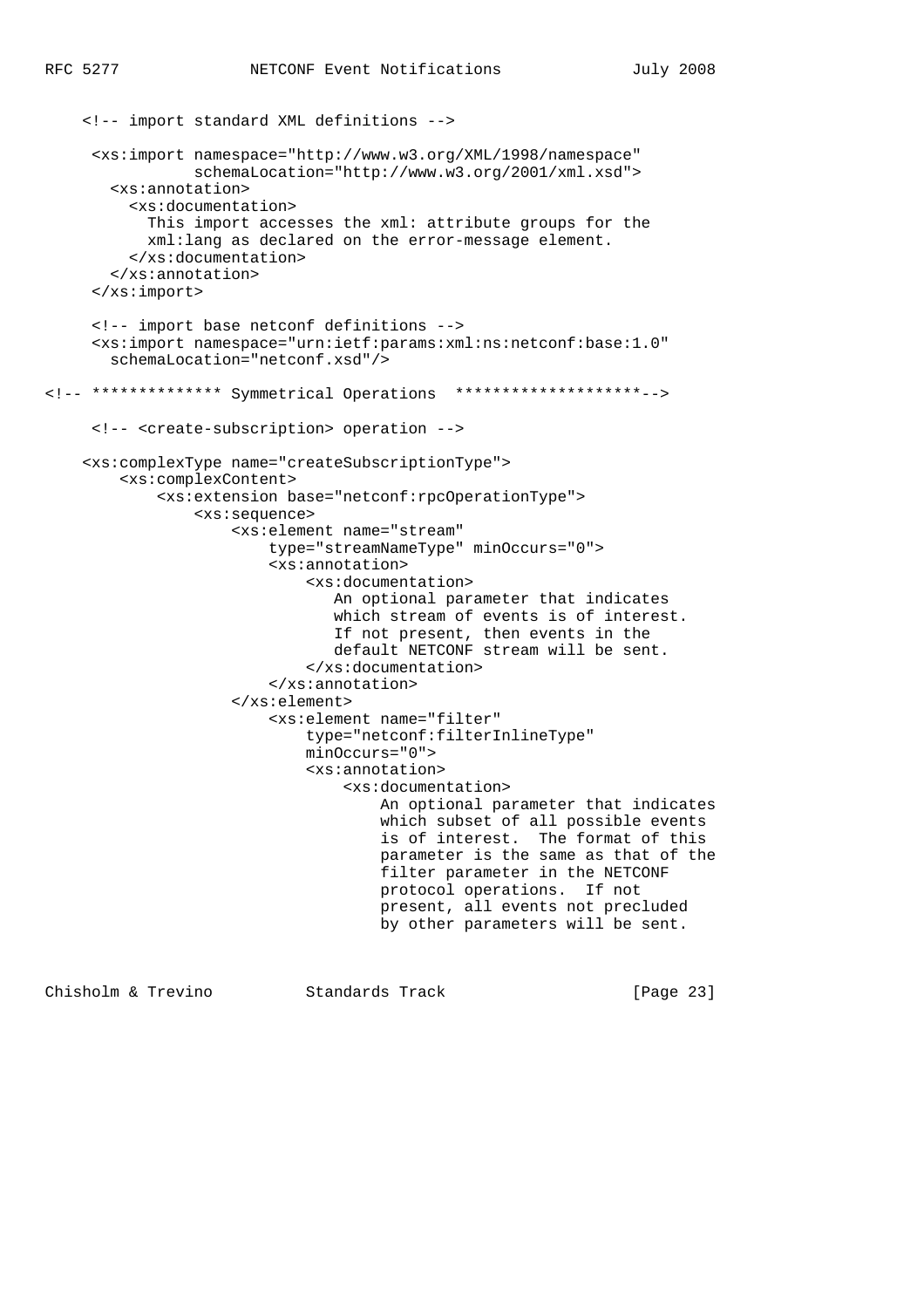```
    <!-- import standard XML definitions -->

     <xs:import namespace="http://www.w3.org/XML/1998/namespace"
                schemaLocation="http://www.w3.org/2001/xml.xsd">
       <xs:annotation>
         <xs:documentation>
           This import accesses the xml: attribute groups for the
           xml:lang as declared on the error-message element.
         </xs:documentation>
       </xs:annotation>
     </xs:import>

     <!-- import base netconf definitions -->
     <xs:import namespace="urn:ietf:params:xml:ns:netconf:base:1.0"
       schemaLocation="netconf.xsd"/>

<!-- ************** Symmetrical Operations  ********************-->

     <!-- <create-subscription> operation -->

    <xs:complexType name="createSubscriptionType">
        <xs:complexContent>
            <xs:extension base="netconf:rpcOperationType">
                <xs:sequence>
                    <xs:element name="stream"
                        type="streamNameType" minOccurs="0">
                        <xs:annotation>
                            <xs:documentation>
                               An optional parameter that indicates
                               which stream of events is of interest.
                               If not present, then events in the
                               default NETCONF stream will be sent.
                            </xs:documentation>
                        </xs:annotation>
                    </xs:element>
                        <xs:element name="filter"
                            type="netconf:filterInlineType"
                            minOccurs="0">
                            <xs:annotation>
                                <xs:documentation>
                                    An optional parameter that indicates
                                    which subset of all possible events
                                    is of interest.  The format of this
                                    parameter is the same as that of the
                                    filter parameter in the NETCONF
                                    protocol operations.  If not
                                    present, all events not precluded
                                    by other parameters will be sent.
```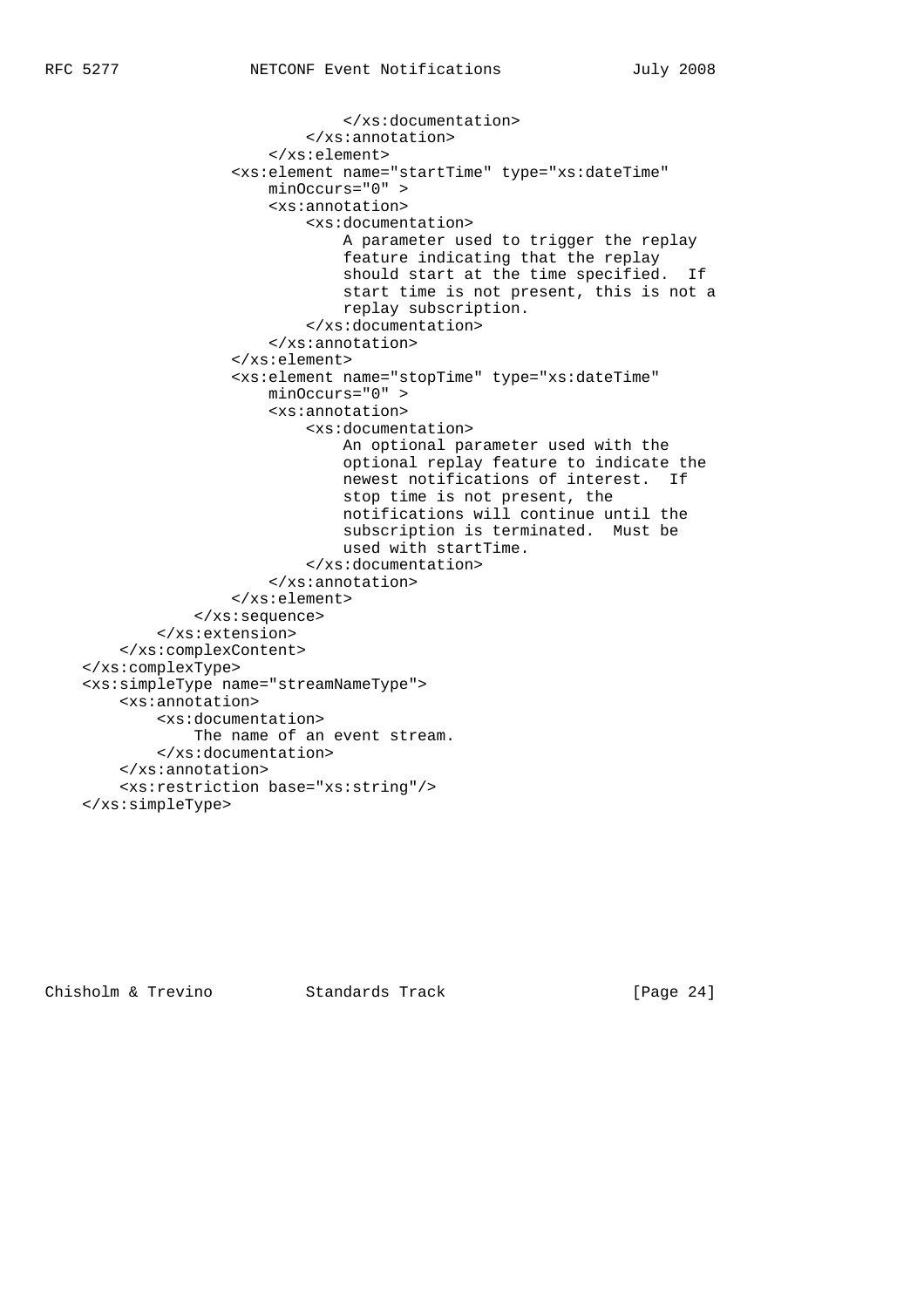```
                            </xs:documentation>
                        </xs:annotation>
                    </xs:element>
                <xs:element name="startTime" type="xs:dateTime"
                    minOccurs="0" >
                    <xs:annotation>
                        <xs:documentation>
                            A parameter used to trigger the replay
                            feature indicating that the replay
                            should start at the time specified.  If
                            start time is not present, this is not a
                            replay subscription.
                        </xs:documentation>
                    </xs:annotation>
                </xs:element>
                <xs:element name="stopTime" type="xs:dateTime"
                    minOccurs="0" >
                    <xs:annotation>
                        <xs:documentation>
                            An optional parameter used with the
                            optional replay feature to indicate the
                            newest notifications of interest.  If
                            stop time is not present, the
                            notifications will continue until the
                            subscription is terminated.  Must be
                            used with startTime.
                        </xs:documentation>
                    </xs:annotation>
                </xs:element>
            </xs:sequence>
        </xs:extension>
    </xs:complexContent>
</xs:complexType>
<xs:simpleType name="streamNameType">
    <xs:annotation>
        <xs:documentation>
            The name of an event stream.
        </xs:documentation>
    </xs:annotation>
    <xs:restriction base="xs:string"/>
</xs:simpleType>
```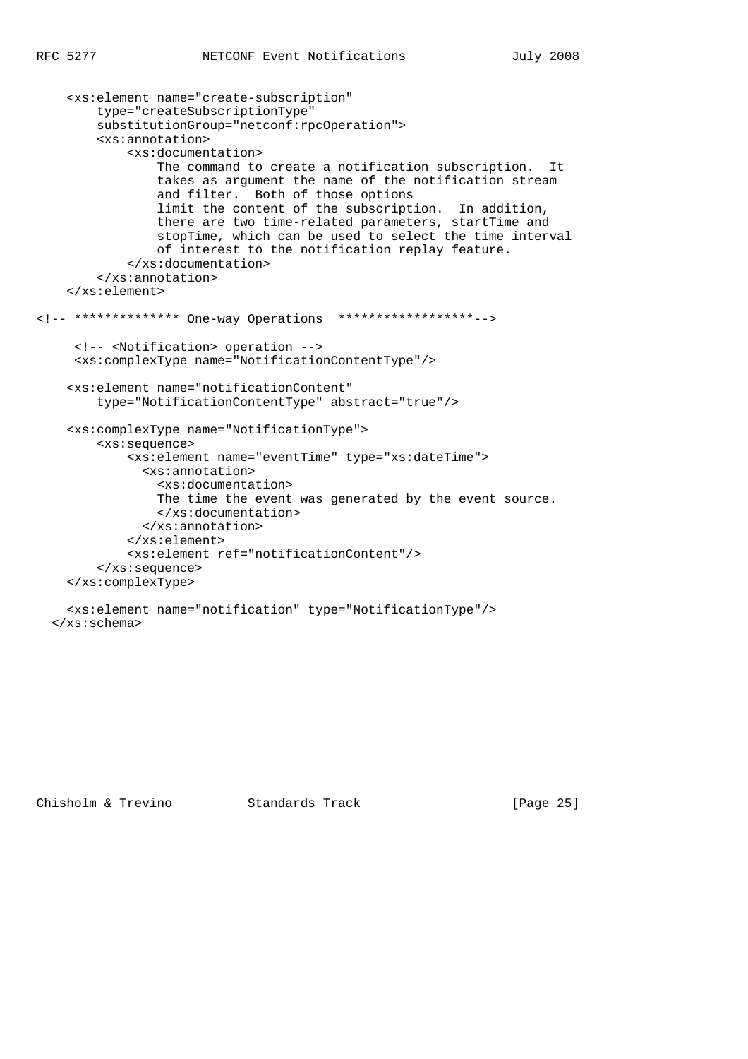```
    <xs:element name="create-subscription"
        type="createSubscriptionType"
        substitutionGroup="netconf:rpcOperation">
        <xs:annotation>
            <xs:documentation>
                The command to create a notification subscription.  It
                takes as argument the name of the notification stream
                and filter.  Both of those options
                limit the content of the subscription.  In addition,
                there are two time-related parameters, startTime and
                stopTime, which can be used to select the time interval
                of interest to the notification replay feature.
            </xs:documentation>
        </xs:annotation>
    </xs:element>

<!-- ************** One-way Operations  ******************-->

     <!-- <Notification> operation -->
     <xs:complexType name="NotificationContentType"/>

    <xs:element name="notificationContent"
        type="NotificationContentType" abstract="true"/>

    <xs:complexType name="NotificationType">
        <xs:sequence>
            <xs:element name="eventTime" type="xs:dateTime">
              <xs:annotation>
                <xs:documentation>
                The time the event was generated by the event source.
                </xs:documentation>
              </xs:annotation>
            </xs:element>
            <xs:element ref="notificationContent"/>
        </xs:sequence>
    </xs:complexType>

    <xs:element name="notification" type="NotificationType"/>
  </xs:schema>
```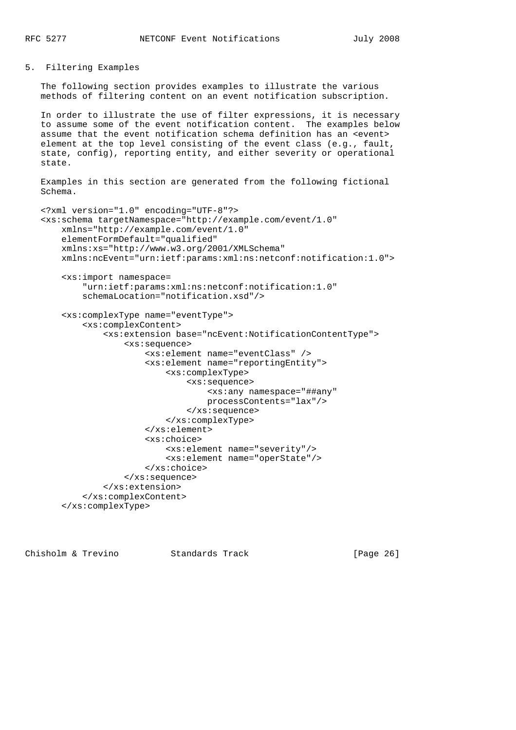## 5. Filtering Examples

The following section provides examples to illustrate the various methods of filtering content on an event notification subscription.

In order to illustrate the use of filter expressions, it is necessary to assume some of the event notification content. The examples below assume that the event notification schema definition has an <event> element at the top level consisting of the event class (e.g., fault, state, config), reporting entity, and either severity or operational state.

Examples in this section are generated from the following fictional Schema.

```
<?xml version="1.0" encoding="UTF-8"?>
<xs:schema targetNamespace="http://example.com/event/1.0"
    xmlns="http://example.com/event/1.0"
    elementFormDefault="qualified"
    xmlns:xs="http://www.w3.org/2001/XMLSchema"
    xmlns:ncEvent="urn:ietf:params:xml:ns:netconf:notification:1.0">

    <xs:import namespace=
        "urn:ietf:params:xml:ns:netconf:notification:1.0"
        schemaLocation="notification.xsd"/>

    <xs:complexType name="eventType">
        <xs:complexContent>
            <xs:extension base="ncEvent:NotificationContentType">
                <xs:sequence>
                    <xs:element name="eventClass" />
                    <xs:element name="reportingEntity">
                        <xs:complexType>
                            <xs:sequence>
                                <xs:any namespace="##any"
                                processContents="lax"/>
                            </xs:sequence>
                        </xs:complexType>
                    </xs:element>
                    <xs:choice>
                        <xs:element name="severity"/>
                        <xs:element name="operState"/>
                    </xs:choice>
                </xs:sequence>
            </xs:extension>
        </xs:complexContent>
    </xs:complexType>
```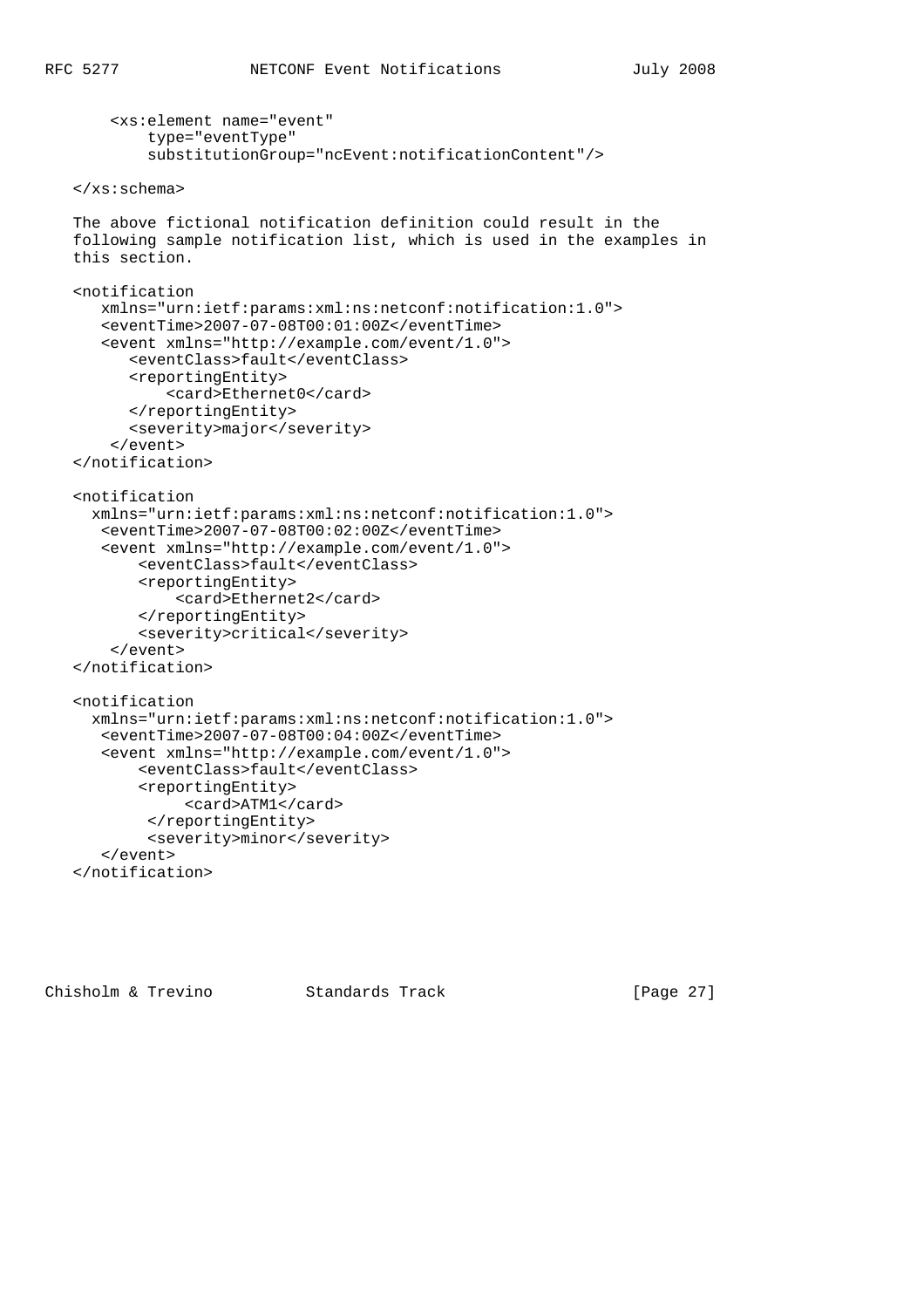```
      <xs:element name="event"
          type="eventType"
          substitutionGroup="ncEvent:notificationContent"/>

   </xs:schema>
```

The above fictional notification definition could result in the following sample notification list, which is used in the examples in this section.

```
   <notification
      xmlns="urn:ietf:params:xml:ns:netconf:notification:1.0">
      <eventTime>2007-07-08T00:01:00Z</eventTime>
      <event xmlns="http://example.com/event/1.0">
         <eventClass>fault</eventClass>
         <reportingEntity>
             <card>Ethernet0</card>
         </reportingEntity>
         <severity>major</severity>
       </event>
   </notification>

   <notification
     xmlns="urn:ietf:params:xml:ns:netconf:notification:1.0">
      <eventTime>2007-07-08T00:02:00Z</eventTime>
      <event xmlns="http://example.com/event/1.0">
          <eventClass>fault</eventClass>
          <reportingEntity>
              <card>Ethernet2</card>
          </reportingEntity>
          <severity>critical</severity>
       </event>
   </notification>

   <notification
     xmlns="urn:ietf:params:xml:ns:netconf:notification:1.0">
      <eventTime>2007-07-08T00:04:00Z</eventTime>
      <event xmlns="http://example.com/event/1.0">
          <eventClass>fault</eventClass>
          <reportingEntity>
               <card>ATM1</card>
           </reportingEntity>
           <severity>minor</severity>
      </event>
   </notification>
```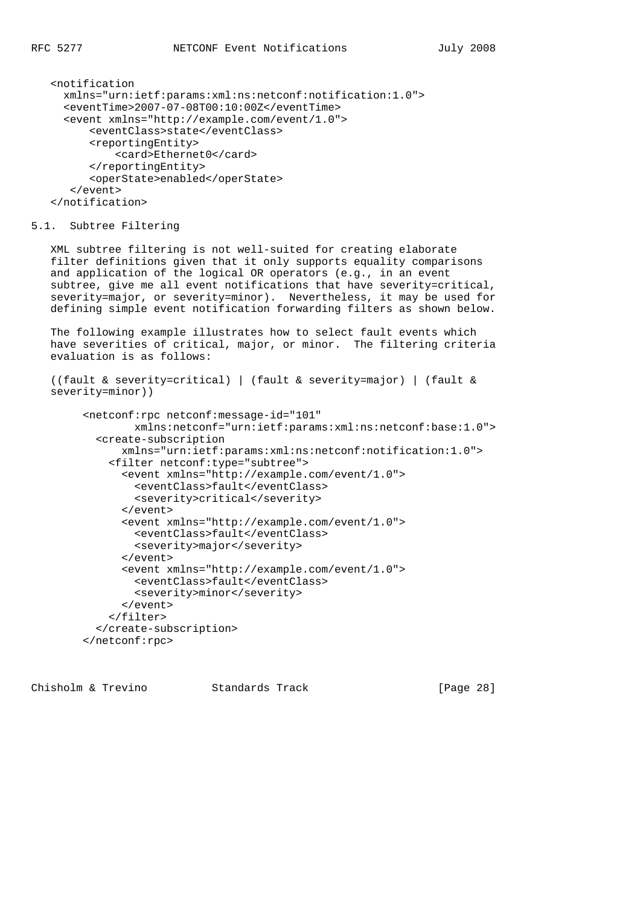```
<notification
  xmlns="urn:ietf:params:xml:ns:netconf:notification:1.0">
  <eventTime>2007-07-08T00:10:00Z</eventTime>
  <event xmlns="http://example.com/event/1.0">
      <eventClass>state</eventClass>
      <reportingEntity>
          <card>Ethernet0</card>
      </reportingEntity>
      <operState>enabled</operState>
   </event>
</notification>
```

### 5.1. Subtree Filtering

XML subtree filtering is not well-suited for creating elaborate filter definitions given that it only supports equality comparisons and application of the logical OR operators (e.g., in an event subtree, give me all event notifications that have severity=critical, severity=major, or severity=minor). Nevertheless, it may be used for defining simple event notification forwarding filters as shown below.

The following example illustrates how to select fault events which have severities of critical, major, or minor. The filtering criteria evaluation is as follows:

((fault & severity=critical) | (fault & severity=major) | (fault & severity=minor))

```
<netconf:rpc netconf:message-id="101"
        xmlns:netconf="urn:ietf:params:xml:ns:netconf:base:1.0">
  <create-subscription
      xmlns="urn:ietf:params:xml:ns:netconf:notification:1.0">
    <filter netconf:type="subtree">
      <event xmlns="http://example.com/event/1.0">
        <eventClass>fault</eventClass>
        <severity>critical</severity>
      </event>
      <event xmlns="http://example.com/event/1.0">
        <eventClass>fault</eventClass>
        <severity>major</severity>
      </event>
      <event xmlns="http://example.com/event/1.0">
        <eventClass>fault</eventClass>
        <severity>minor</severity>
      </event>
    </filter>
  </create-subscription>
</netconf:rpc>
```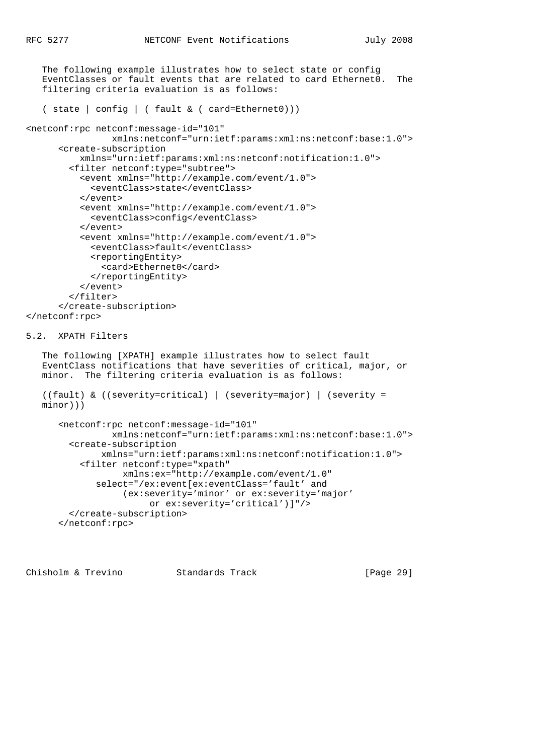The following example illustrates how to select state or config EventClasses or fault events that are related to card Ethernet0. The filtering criteria evaluation is as follows:

```
( state | config | ( fault & ( card=Ethernet0)))
```

```
<netconf:rpc netconf:message-id="101"
              xmlns:netconf="urn:ietf:params:xml:ns:netconf:base:1.0">
      <create-subscription
          xmlns="urn:ietf:params:xml:ns:netconf:notification:1.0">
        <filter netconf:type="subtree">
          <event xmlns="http://example.com/event/1.0">
            <eventClass>state</eventClass>
          </event>
          <event xmlns="http://example.com/event/1.0">
            <eventClass>config</eventClass>
          </event>
          <event xmlns="http://example.com/event/1.0">
            <eventClass>fault</eventClass>
            <reportingEntity>
              <card>Ethernet0</card>
            </reportingEntity>
          </event>
        </filter>
      </create-subscription>
</netconf:rpc>
```

## 5.2. XPATH Filters

The following [XPATH] example illustrates how to select fault EventClass notifications that have severities of critical, major, or minor. The filtering criteria evaluation is as follows:

```
((fault) & ((severity=critical) | (severity=major) | (severity =
minor)))
```

```
      <netconf:rpc netconf:message-id="101"
              xmlns:netconf="urn:ietf:params:xml:ns:netconf:base:1.0">
        <create-subscription
            xmlns="urn:ietf:params:xml:ns:netconf:notification:1.0">
          <filter netconf:type="xpath"
                  xmlns:ex="http://example.com/event/1.0"
             select="/ex:event[ex:eventClass='fault' and
                  (ex:severity='minor' or ex:severity='major'
                       or ex:severity='critical')]"/>
        </create-subscription>
      </netconf:rpc>
```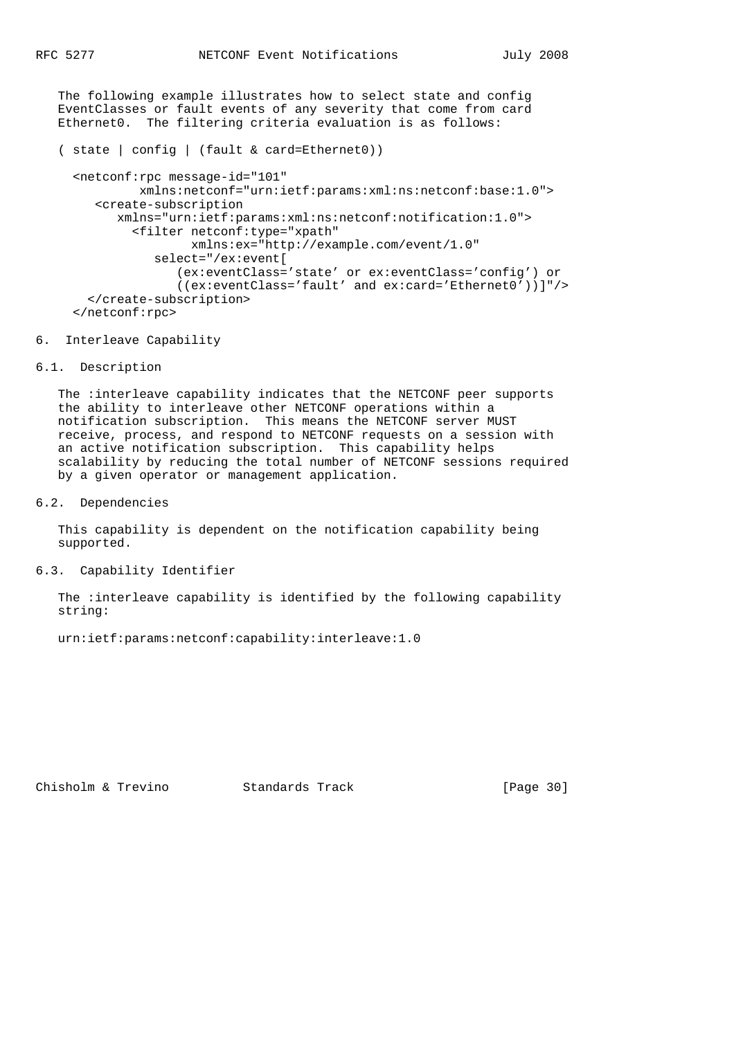The following example illustrates how to select state and config EventClasses or fault events of any severity that come from card Ethernet0. The filtering criteria evaluation is as follows:

```
( state | config | (fault & card=Ethernet0))
```

```
<netconf:rpc message-id="101"
          xmlns:netconf="urn:ietf:params:xml:ns:netconf:base:1.0">
   <create-subscription
      xmlns="urn:ietf:params:xml:ns:netconf:notification:1.0">
        <filter netconf:type="xpath"
                xmlns:ex="http://example.com/event/1.0"
           select="/ex:event[
              (ex:eventClass='state' or ex:eventClass='config') or
              ((ex:eventClass='fault' and ex:card='Ethernet0'))]"/>
   </create-subscription>
</netconf:rpc>
```

## 6. Interleave Capability

### 6.1. Description

The :interleave capability indicates that the NETCONF peer supports the ability to interleave other NETCONF operations within a notification subscription. This means the NETCONF server MUST receive, process, and respond to NETCONF requests on a session with an active notification subscription. This capability helps scalability by reducing the total number of NETCONF sessions required by a given operator or management application.

### 6.2. Dependencies

This capability is dependent on the notification capability being supported.

### 6.3. Capability Identifier

The :interleave capability is identified by the following capability string:

urn:ietf:params:netconf:capability:interleave:1.0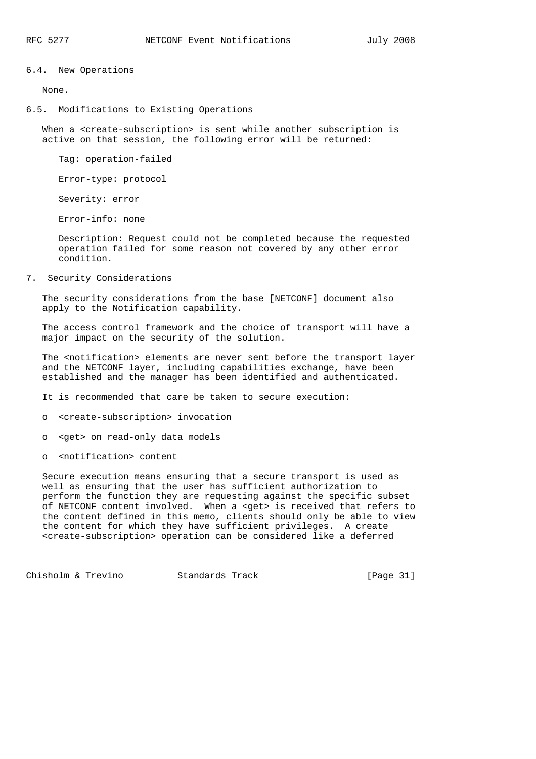### 6.4. New Operations

None.

### 6.5. Modifications to Existing Operations

When a <create-subscription> is sent while another subscription is active on that session, the following error will be returned:

Tag: operation-failed

Error-type: protocol

Severity: error

Error-info: none

Description: Request could not be completed because the requested operation failed for some reason not covered by any other error condition.

## 7. Security Considerations

The security considerations from the base [NETCONF] document also apply to the Notification capability.

The access control framework and the choice of transport will have a major impact on the security of the solution.

The <notification> elements are never sent before the transport layer and the NETCONF layer, including capabilities exchange, have been established and the manager has been identified and authenticated.

It is recommended that care be taken to secure execution:

- <create-subscription> invocation
- <get> on read-only data models
- <notification> content

Secure execution means ensuring that a secure transport is used as well as ensuring that the user has sufficient authorization to perform the function they are requesting against the specific subset of NETCONF content involved. When a <get> is received that refers to the content defined in this memo, clients should only be able to view the content for which they have sufficient privileges. A create <create-subscription> operation can be considered like a deferred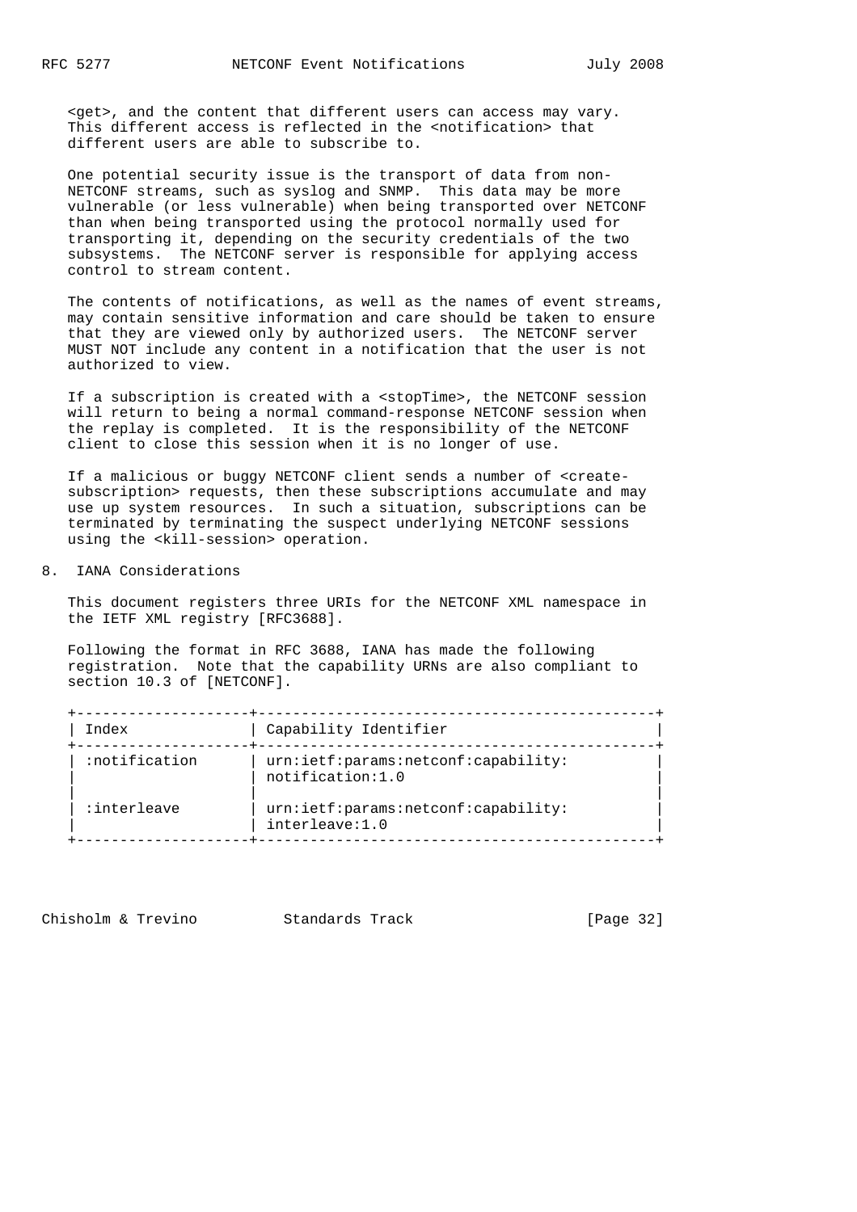<get>, and the content that different users can access may vary. This different access is reflected in the <notification> that different users are able to subscribe to.

One potential security issue is the transport of data from non-NETCONF streams, such as syslog and SNMP. This data may be more vulnerable (or less vulnerable) when being transported over NETCONF than when being transported using the protocol normally used for transporting it, depending on the security credentials of the two subsystems. The NETCONF server is responsible for applying access control to stream content.

The contents of notifications, as well as the names of event streams, may contain sensitive information and care should be taken to ensure that they are viewed only by authorized users. The NETCONF server MUST NOT include any content in a notification that the user is not authorized to view.

If a subscription is created with a <stopTime>, the NETCONF session will return to being a normal command-response NETCONF session when the replay is completed. It is the responsibility of the NETCONF client to close this session when it is no longer of use.

If a malicious or buggy NETCONF client sends a number of <create-subscription> requests, then these subscriptions accumulate and may use up system resources. In such a situation, subscriptions can be terminated by terminating the suspect underlying NETCONF sessions using the <kill-session> operation.

## 8. IANA Considerations

This document registers three URIs for the NETCONF XML namespace in the IETF XML registry [RFC3688].

Following the format in RFC 3688, IANA has made the following registration. Note that the capability URNs are also compliant to section 10.3 of [NETCONF].

| Index | Capability Identifier |
|---|---|
| :notification | urn:ietf:params:netconf:capability:notification:1.0 |
| :interleave | urn:ietf:params:netconf:capability:interleave:1.0 |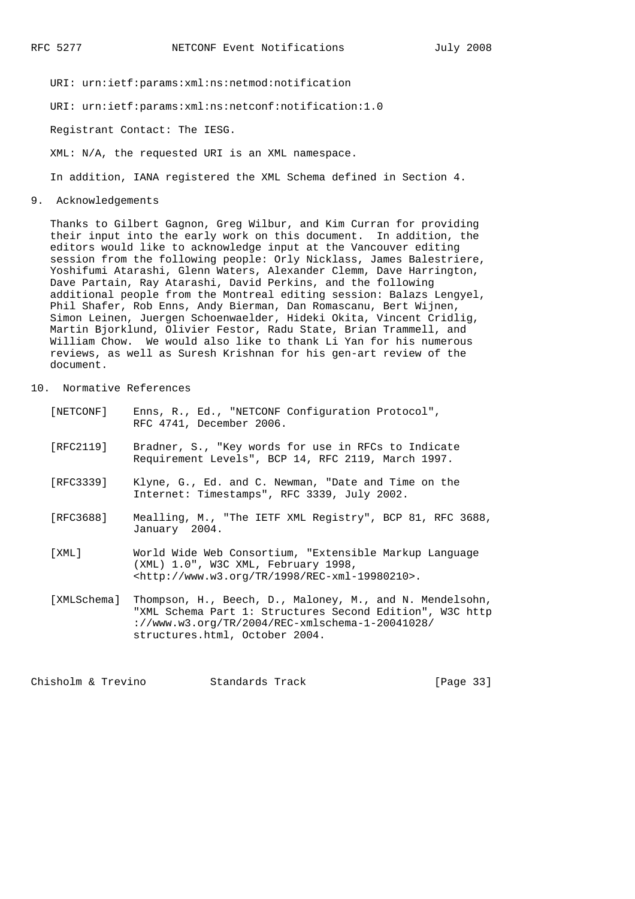URI: urn:ietf:params:xml:ns:netmod:notification

URI: urn:ietf:params:xml:ns:netconf:notification:1.0

Registrant Contact: The IESG.

XML: N/A, the requested URI is an XML namespace.

In addition, IANA registered the XML Schema defined in Section 4.

## 9. Acknowledgements

Thanks to Gilbert Gagnon, Greg Wilbur, and Kim Curran for providing their input into the early work on this document. In addition, the editors would like to acknowledge input at the Vancouver editing session from the following people: Orly Nicklass, James Balestriere, Yoshifumi Atarashi, Glenn Waters, Alexander Clemm, Dave Harrington, Dave Partain, Ray Atarashi, David Perkins, and the following additional people from the Montreal editing session: Balazs Lengyel, Phil Shafer, Rob Enns, Andy Bierman, Dan Romascanu, Bert Wijnen, Simon Leinen, Juergen Schoenwaelder, Hideki Okita, Vincent Cridlig, Martin Bjorklund, Olivier Festor, Radu State, Brian Trammell, and William Chow. We would also like to thank Li Yan for his numerous reviews, as well as Suresh Krishnan for his gen-art review of the document.

## 10. Normative References

[NETCONF] Enns, R., Ed., "NETCONF Configuration Protocol", RFC 4741, December 2006.

[RFC2119] Bradner, S., "Key words for use in RFCs to Indicate Requirement Levels", BCP 14, RFC 2119, March 1997.

[RFC3339] Klyne, G., Ed. and C. Newman, "Date and Time on the Internet: Timestamps", RFC 3339, July 2002.

[RFC3688] Mealling, M., "The IETF XML Registry", BCP 81, RFC 3688, January 2004.

[XML] World Wide Web Consortium, "Extensible Markup Language (XML) 1.0", W3C XML, February 1998, <http://www.w3.org/TR/1998/REC-xml-19980210>.

[XMLSchema] Thompson, H., Beech, D., Maloney, M., and N. Mendelsohn, "XML Schema Part 1: Structures Second Edition", W3C http://www.w3.org/TR/2004/REC-xmlschema-1-20041028/structures.html, October 2004.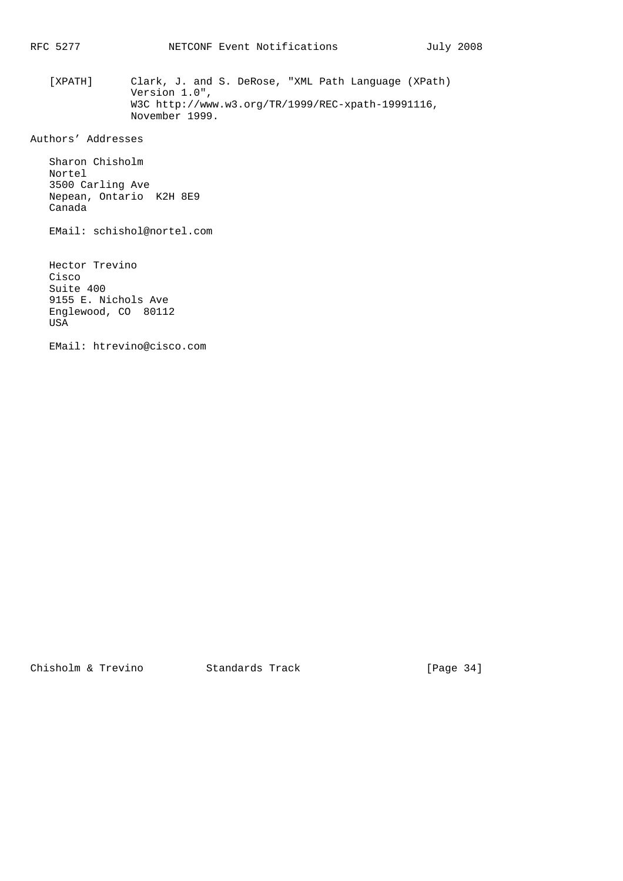[XPATH] Clark, J. and S. DeRose, "XML Path Language (XPath) Version 1.0", W3C http://www.w3.org/TR/1999/REC-xpath-19991116, November 1999.

## Authors' Addresses

Sharon Chisholm
Nortel
3500 Carling Ave
Nepean, Ontario K2H 8E9
Canada

EMail: schishol@nortel.com

Hector Trevino
Cisco
Suite 400
9155 E. Nichols Ave
Englewood, CO 80112
USA

EMail: htrevino@cisco.com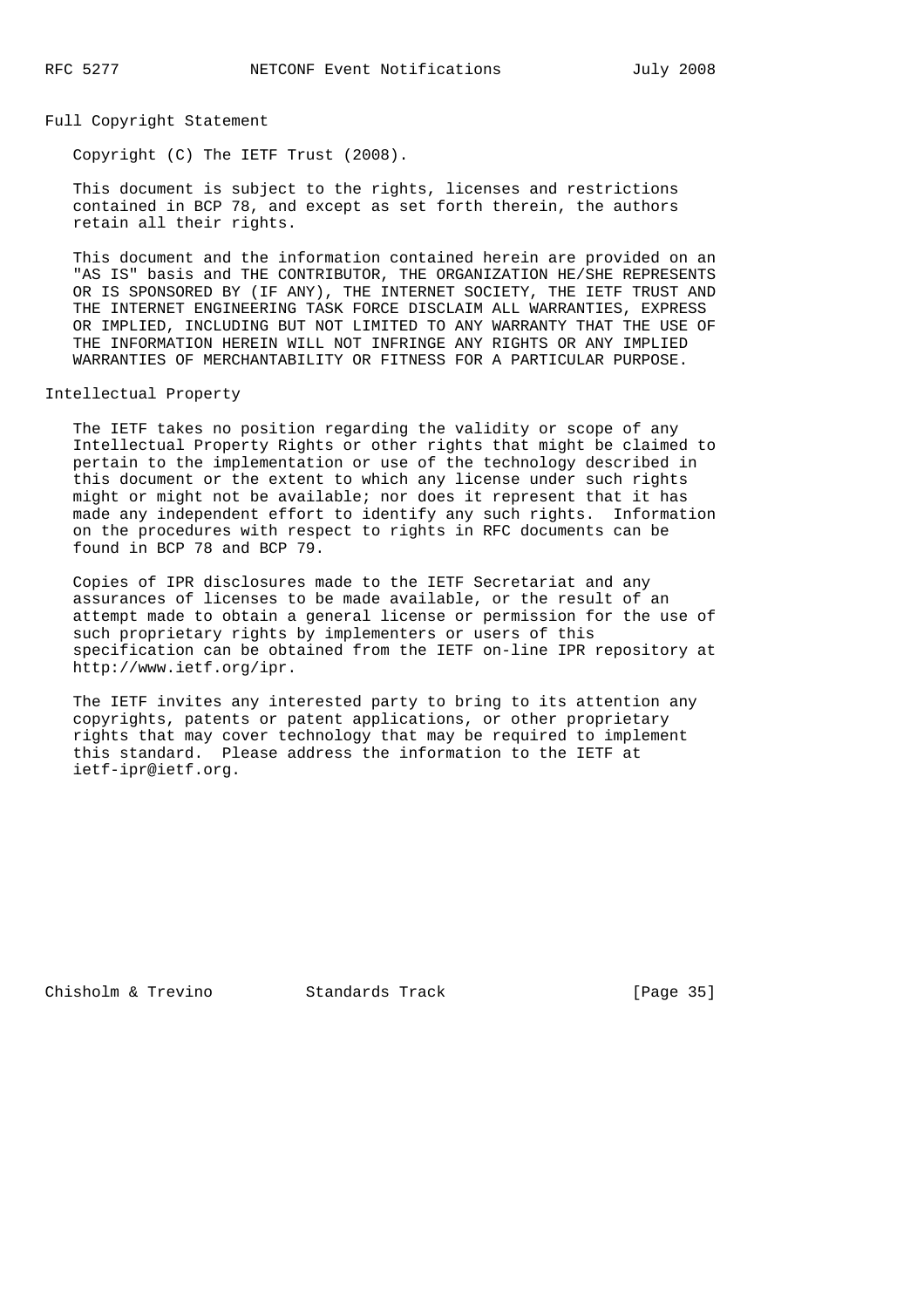## Full Copyright Statement

Copyright (C) The IETF Trust (2008).

This document is subject to the rights, licenses and restrictions contained in BCP 78, and except as set forth therein, the authors retain all their rights.

This document and the information contained herein are provided on an "AS IS" basis and THE CONTRIBUTOR, THE ORGANIZATION HE/SHE REPRESENTS OR IS SPONSORED BY (IF ANY), THE INTERNET SOCIETY, THE IETF TRUST AND THE INTERNET ENGINEERING TASK FORCE DISCLAIM ALL WARRANTIES, EXPRESS OR IMPLIED, INCLUDING BUT NOT LIMITED TO ANY WARRANTY THAT THE USE OF THE INFORMATION HEREIN WILL NOT INFRINGE ANY RIGHTS OR ANY IMPLIED WARRANTIES OF MERCHANTABILITY OR FITNESS FOR A PARTICULAR PURPOSE.

## Intellectual Property

The IETF takes no position regarding the validity or scope of any Intellectual Property Rights or other rights that might be claimed to pertain to the implementation or use of the technology described in this document or the extent to which any license under such rights might or might not be available; nor does it represent that it has made any independent effort to identify any such rights. Information on the procedures with respect to rights in RFC documents can be found in BCP 78 and BCP 79.

Copies of IPR disclosures made to the IETF Secretariat and any assurances of licenses to be made available, or the result of an attempt made to obtain a general license or permission for the use of such proprietary rights by implementers or users of this specification can be obtained from the IETF on-line IPR repository at http://www.ietf.org/ipr.

The IETF invites any interested party to bring to its attention any copyrights, patents or patent applications, or other proprietary rights that may cover technology that may be required to implement this standard. Please address the information to the IETF at ietf-ipr@ietf.org.